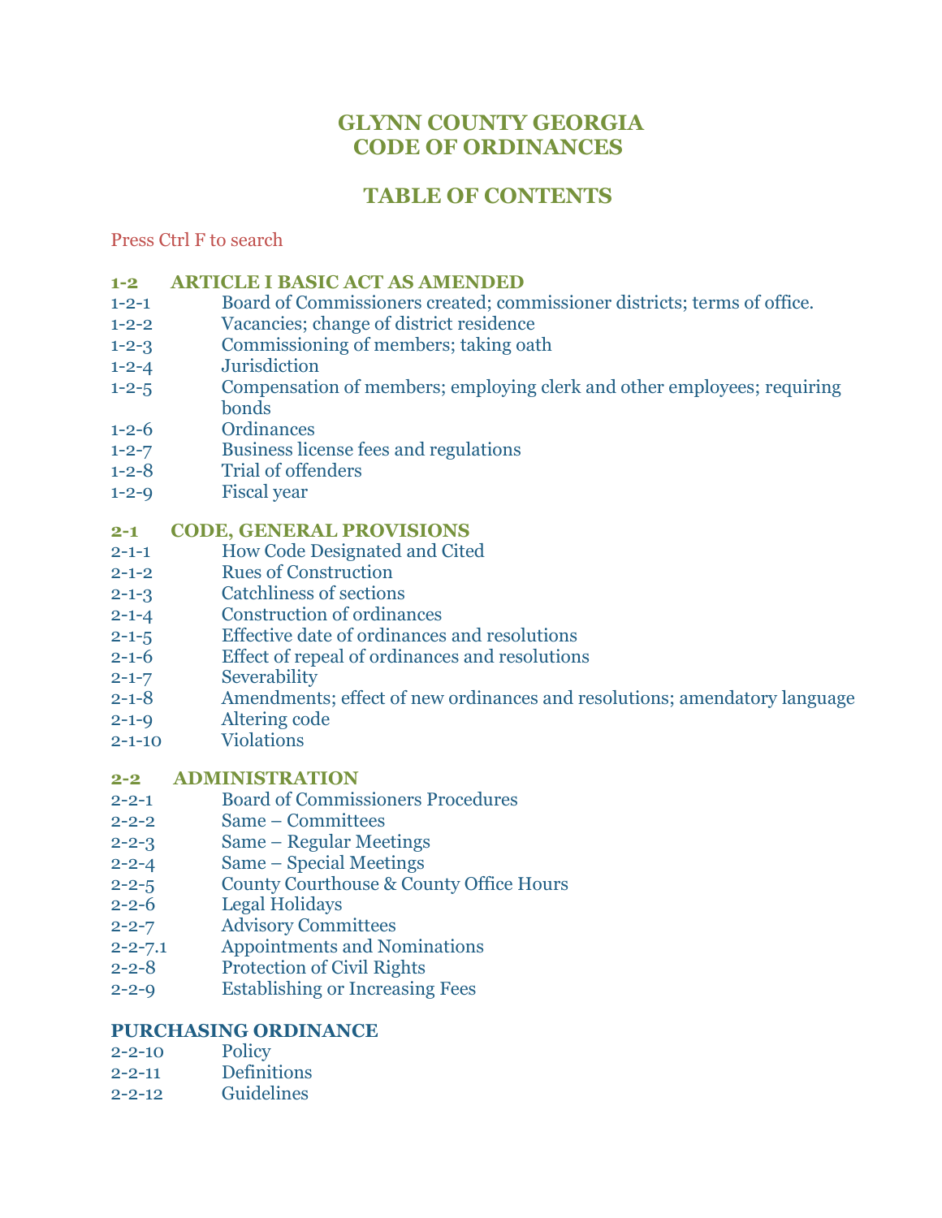# GLYNN COUNTY GEORGIA
# CODE OF ORDINANCES

## TABLE OF CONTENTS

Press Ctrl F to search

### 1-2 ARTICLE I BASIC ACT AS AMENDED

1-2-1 Board of Commissioners created; commissioner districts; terms of office.
1-2-2 Vacancies; change of district residence
1-2-3 Commissioning of members; taking oath
1-2-4 Jurisdiction
1-2-5 Compensation of members; employing clerk and other employees; requiring bonds
1-2-6 Ordinances
1-2-7 Business license fees and regulations
1-2-8 Trial of offenders
1-2-9 Fiscal year

### 2-1 CODE, GENERAL PROVISIONS

2-1-1 How Code Designated and Cited
2-1-2 Rues of Construction
2-1-3 Catchliness of sections
2-1-4 Construction of ordinances
2-1-5 Effective date of ordinances and resolutions
2-1-6 Effect of repeal of ordinances and resolutions
2-1-7 Severability
2-1-8 Amendments; effect of new ordinances and resolutions; amendatory language
2-1-9 Altering code
2-1-10 Violations

### 2-2 ADMINISTRATION

2-2-1 Board of Commissioners Procedures
2-2-2 Same – Committees
2-2-3 Same – Regular Meetings
2-2-4 Same – Special Meetings
2-2-5 County Courthouse & County Office Hours
2-2-6 Legal Holidays
2-2-7 Advisory Committees
2-2-7.1 Appointments and Nominations
2-2-8 Protection of Civil Rights
2-2-9 Establishing or Increasing Fees

### PURCHASING ORDINANCE

2-2-10 Policy
2-2-11 Definitions
2-2-12 Guidelines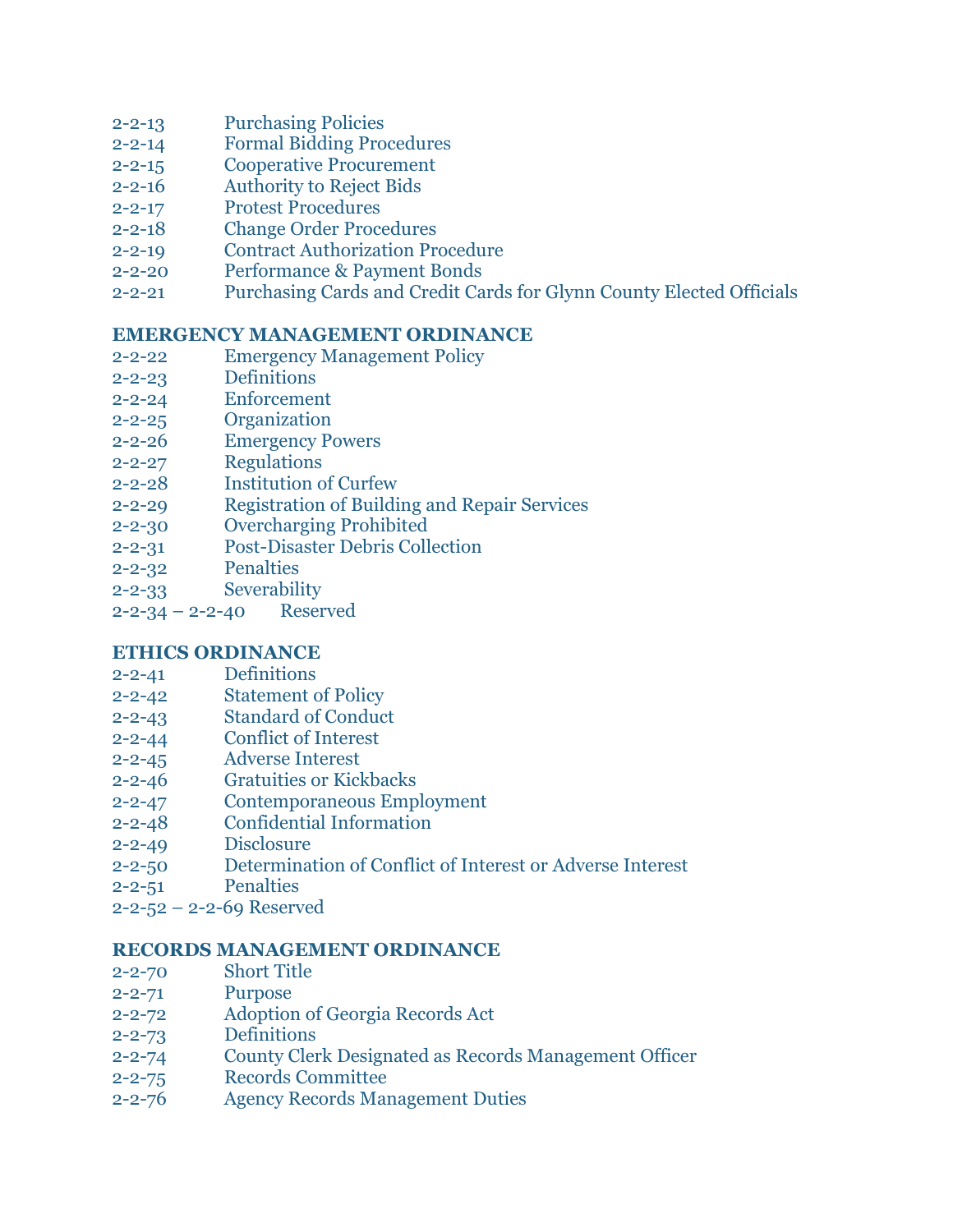2-2-13 Purchasing Policies
2-2-14 Formal Bidding Procedures
2-2-15 Cooperative Procurement
2-2-16 Authority to Reject Bids
2-2-17 Protest Procedures
2-2-18 Change Order Procedures
2-2-19 Contract Authorization Procedure
2-2-20 Performance & Payment Bonds
2-2-21 Purchasing Cards and Credit Cards for Glynn County Elected Officials

**EMERGENCY MANAGEMENT ORDINANCE**

2-2-22 Emergency Management Policy
2-2-23 Definitions
2-2-24 Enforcement
2-2-25 Organization
2-2-26 Emergency Powers
2-2-27 Regulations
2-2-28 Institution of Curfew
2-2-29 Registration of Building and Repair Services
2-2-30 Overcharging Prohibited
2-2-31 Post-Disaster Debris Collection
2-2-32 Penalties
2-2-33 Severability
2-2-34 – 2-2-40 Reserved

**ETHICS ORDINANCE**

2-2-41 Definitions
2-2-42 Statement of Policy
2-2-43 Standard of Conduct
2-2-44 Conflict of Interest
2-2-45 Adverse Interest
2-2-46 Gratuities or Kickbacks
2-2-47 Contemporaneous Employment
2-2-48 Confidential Information
2-2-49 Disclosure
2-2-50 Determination of Conflict of Interest or Adverse Interest
2-2-51 Penalties
2-2-52 – 2-2-69 Reserved

**RECORDS MANAGEMENT ORDINANCE**

2-2-70 Short Title
2-2-71 Purpose
2-2-72 Adoption of Georgia Records Act
2-2-73 Definitions
2-2-74 County Clerk Designated as Records Management Officer
2-2-75 Records Committee
2-2-76 Agency Records Management Duties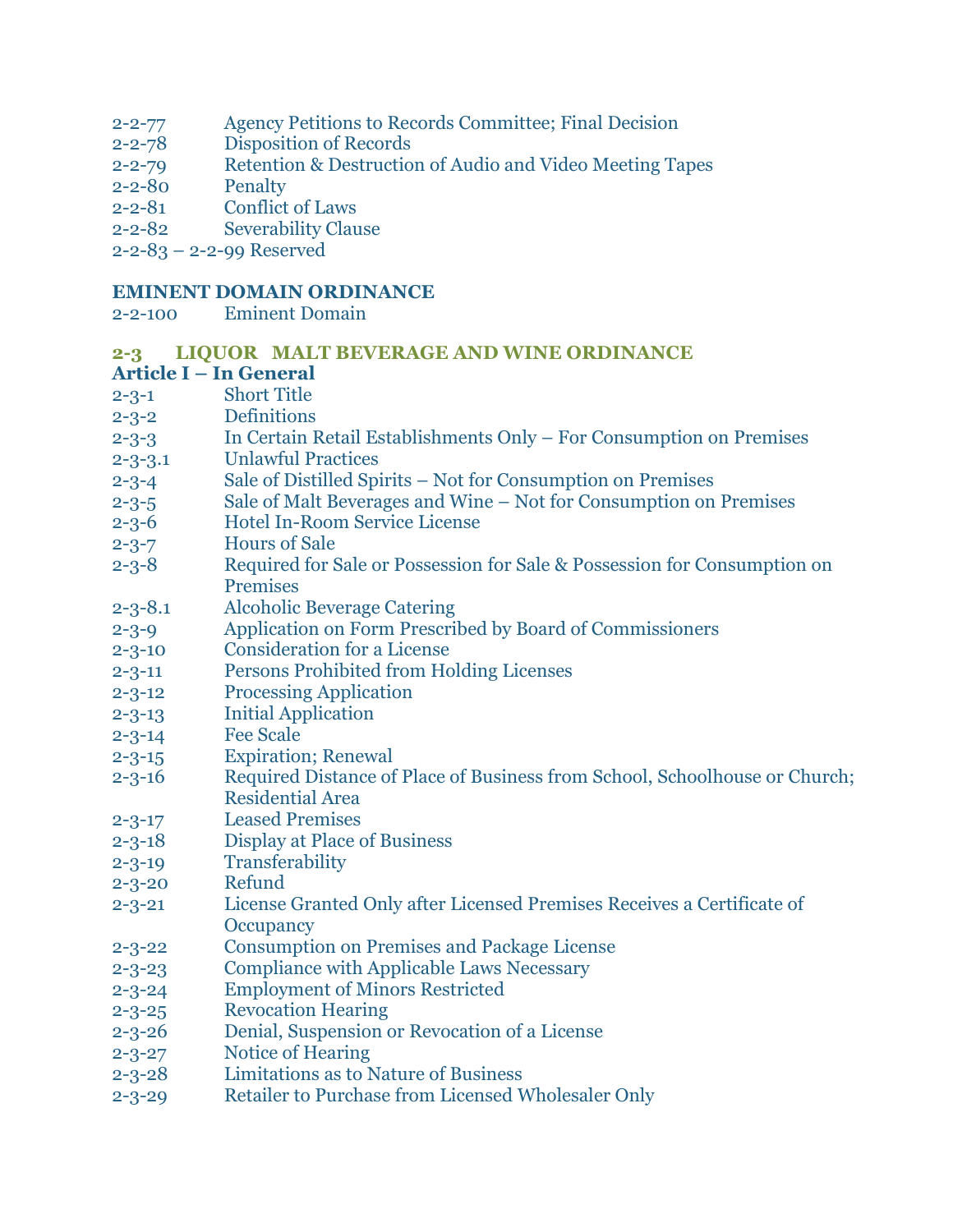2-2-77 Agency Petitions to Records Committee; Final Decision
2-2-78 Disposition of Records
2-2-79 Retention & Destruction of Audio and Video Meeting Tapes
2-2-80 Penalty
2-2-81 Conflict of Laws
2-2-82 Severability Clause
2-2-83 – 2-2-99 Reserved

**EMINENT DOMAIN ORDINANCE**

2-2-100 Eminent Domain

## 2-3 LIQUOR MALT BEVERAGE AND WINE ORDINANCE

**Article I – In General**

2-3-1 Short Title
2-3-2 Definitions
2-3-3 In Certain Retail Establishments Only – For Consumption on Premises
2-3-3.1 Unlawful Practices
2-3-4 Sale of Distilled Spirits – Not for Consumption on Premises
2-3-5 Sale of Malt Beverages and Wine – Not for Consumption on Premises
2-3-6 Hotel In-Room Service License
2-3-7 Hours of Sale
2-3-8 Required for Sale or Possession for Sale & Possession for Consumption on Premises
2-3-8.1 Alcoholic Beverage Catering
2-3-9 Application on Form Prescribed by Board of Commissioners
2-3-10 Consideration for a License
2-3-11 Persons Prohibited from Holding Licenses
2-3-12 Processing Application
2-3-13 Initial Application
2-3-14 Fee Scale
2-3-15 Expiration; Renewal
2-3-16 Required Distance of Place of Business from School, Schoolhouse or Church; Residential Area
2-3-17 Leased Premises
2-3-18 Display at Place of Business
2-3-19 Transferability
2-3-20 Refund
2-3-21 License Granted Only after Licensed Premises Receives a Certificate of Occupancy
2-3-22 Consumption on Premises and Package License
2-3-23 Compliance with Applicable Laws Necessary
2-3-24 Employment of Minors Restricted
2-3-25 Revocation Hearing
2-3-26 Denial, Suspension or Revocation of a License
2-3-27 Notice of Hearing
2-3-28 Limitations as to Nature of Business
2-3-29 Retailer to Purchase from Licensed Wholesaler Only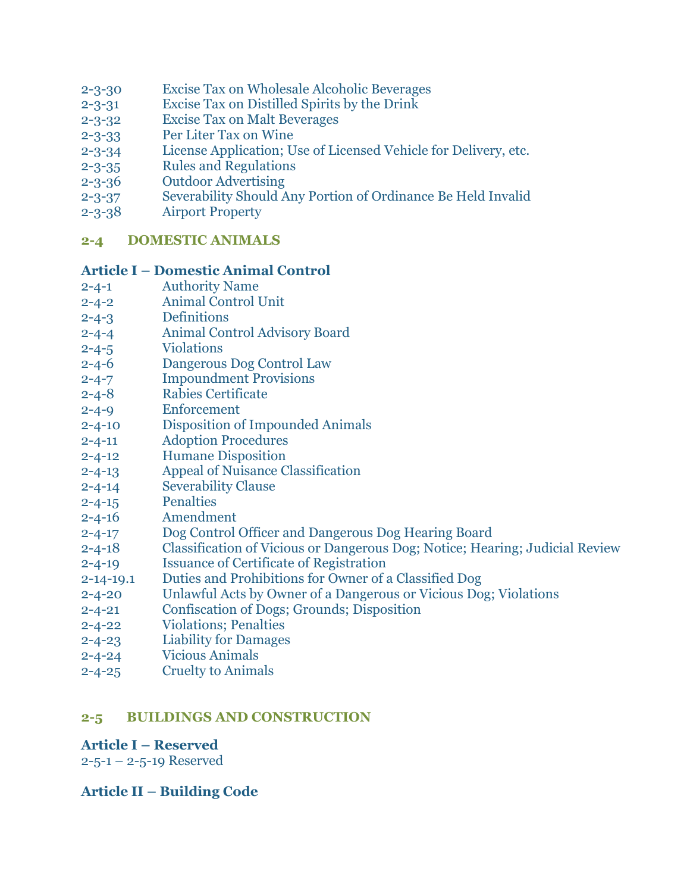2-3-30 Excise Tax on Wholesale Alcoholic Beverages
2-3-31 Excise Tax on Distilled Spirits by the Drink
2-3-32 Excise Tax on Malt Beverages
2-3-33 Per Liter Tax on Wine
2-3-34 License Application; Use of Licensed Vehicle for Delivery, etc.
2-3-35 Rules and Regulations
2-3-36 Outdoor Advertising
2-3-37 Severability Should Any Portion of Ordinance Be Held Invalid
2-3-38 Airport Property

## 2-4 DOMESTIC ANIMALS

### Article I – Domestic Animal Control

2-4-1 Authority Name
2-4-2 Animal Control Unit
2-4-3 Definitions
2-4-4 Animal Control Advisory Board
2-4-5 Violations
2-4-6 Dangerous Dog Control Law
2-4-7 Impoundment Provisions
2-4-8 Rabies Certificate
2-4-9 Enforcement
2-4-10 Disposition of Impounded Animals
2-4-11 Adoption Procedures
2-4-12 Humane Disposition
2-4-13 Appeal of Nuisance Classification
2-4-14 Severability Clause
2-4-15 Penalties
2-4-16 Amendment
2-4-17 Dog Control Officer and Dangerous Dog Hearing Board
2-4-18 Classification of Vicious or Dangerous Dog; Notice; Hearing; Judicial Review
2-4-19 Issuance of Certificate of Registration
2-14-19.1 Duties and Prohibitions for Owner of a Classified Dog
2-4-20 Unlawful Acts by Owner of a Dangerous or Vicious Dog; Violations
2-4-21 Confiscation of Dogs; Grounds; Disposition
2-4-22 Violations; Penalties
2-4-23 Liability for Damages
2-4-24 Vicious Animals
2-4-25 Cruelty to Animals

## 2-5 BUILDINGS AND CONSTRUCTION

### Article I – Reserved

2-5-1 – 2-5-19 Reserved

### Article II – Building Code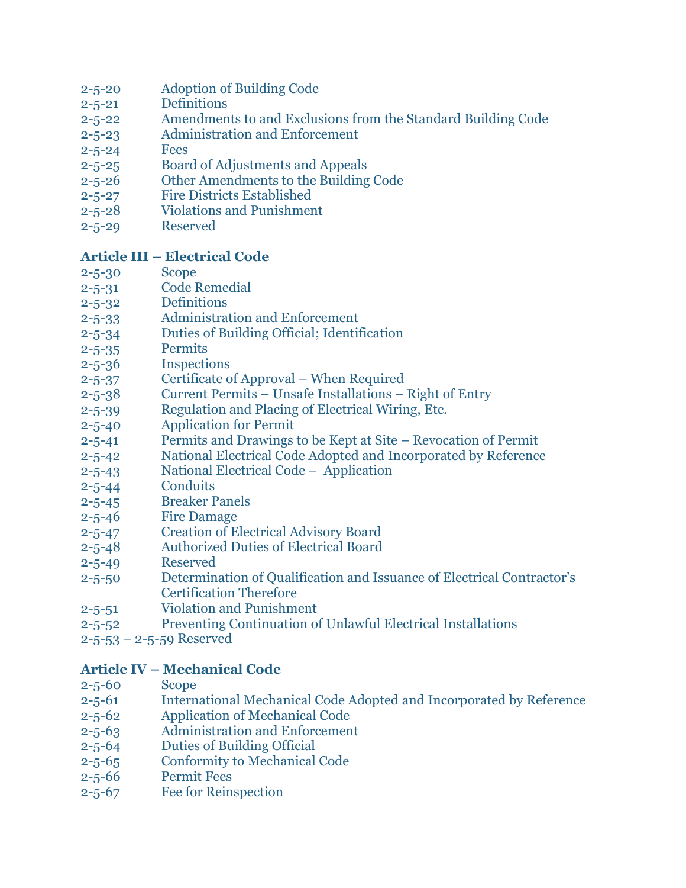2-5-20 Adoption of Building Code
2-5-21 Definitions
2-5-22 Amendments to and Exclusions from the Standard Building Code
2-5-23 Administration and Enforcement
2-5-24 Fees
2-5-25 Board of Adjustments and Appeals
2-5-26 Other Amendments to the Building Code
2-5-27 Fire Districts Established
2-5-28 Violations and Punishment
2-5-29 Reserved

**Article III – Electrical Code**

2-5-30 Scope
2-5-31 Code Remedial
2-5-32 Definitions
2-5-33 Administration and Enforcement
2-5-34 Duties of Building Official; Identification
2-5-35 Permits
2-5-36 Inspections
2-5-37 Certificate of Approval – When Required
2-5-38 Current Permits – Unsafe Installations – Right of Entry
2-5-39 Regulation and Placing of Electrical Wiring, Etc.
2-5-40 Application for Permit
2-5-41 Permits and Drawings to be Kept at Site – Revocation of Permit
2-5-42 National Electrical Code Adopted and Incorporated by Reference
2-5-43 National Electrical Code – Application
2-5-44 Conduits
2-5-45 Breaker Panels
2-5-46 Fire Damage
2-5-47 Creation of Electrical Advisory Board
2-5-48 Authorized Duties of Electrical Board
2-5-49 Reserved
2-5-50 Determination of Qualification and Issuance of Electrical Contractor's Certification Therefore
2-5-51 Violation and Punishment
2-5-52 Preventing Continuation of Unlawful Electrical Installations
2-5-53 – 2-5-59 Reserved

**Article IV – Mechanical Code**

2-5-60 Scope
2-5-61 International Mechanical Code Adopted and Incorporated by Reference
2-5-62 Application of Mechanical Code
2-5-63 Administration and Enforcement
2-5-64 Duties of Building Official
2-5-65 Conformity to Mechanical Code
2-5-66 Permit Fees
2-5-67 Fee for Reinspection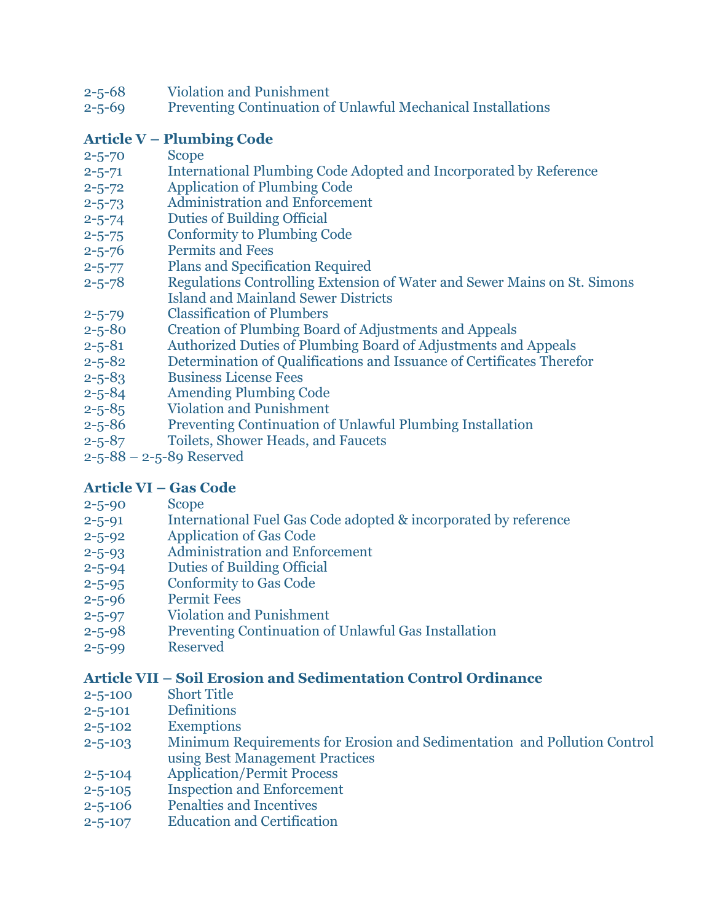2-5-68 Violation and Punishment
2-5-69 Preventing Continuation of Unlawful Mechanical Installations

**Article V – Plumbing Code**

2-5-70 Scope
2-5-71 International Plumbing Code Adopted and Incorporated by Reference
2-5-72 Application of Plumbing Code
2-5-73 Administration and Enforcement
2-5-74 Duties of Building Official
2-5-75 Conformity to Plumbing Code
2-5-76 Permits and Fees
2-5-77 Plans and Specification Required
2-5-78 Regulations Controlling Extension of Water and Sewer Mains on St. Simons Island and Mainland Sewer Districts
2-5-79 Classification of Plumbers
2-5-80 Creation of Plumbing Board of Adjustments and Appeals
2-5-81 Authorized Duties of Plumbing Board of Adjustments and Appeals
2-5-82 Determination of Qualifications and Issuance of Certificates Therefor
2-5-83 Business License Fees
2-5-84 Amending Plumbing Code
2-5-85 Violation and Punishment
2-5-86 Preventing Continuation of Unlawful Plumbing Installation
2-5-87 Toilets, Shower Heads, and Faucets
2-5-88 – 2-5-89 Reserved

**Article VI – Gas Code**

2-5-90 Scope
2-5-91 International Fuel Gas Code adopted & incorporated by reference
2-5-92 Application of Gas Code
2-5-93 Administration and Enforcement
2-5-94 Duties of Building Official
2-5-95 Conformity to Gas Code
2-5-96 Permit Fees
2-5-97 Violation and Punishment
2-5-98 Preventing Continuation of Unlawful Gas Installation
2-5-99 Reserved

**Article VII – Soil Erosion and Sedimentation Control Ordinance**

2-5-100 Short Title
2-5-101 Definitions
2-5-102 Exemptions
2-5-103 Minimum Requirements for Erosion and Sedimentation and Pollution Control using Best Management Practices
2-5-104 Application/Permit Process
2-5-105 Inspection and Enforcement
2-5-106 Penalties and Incentives
2-5-107 Education and Certification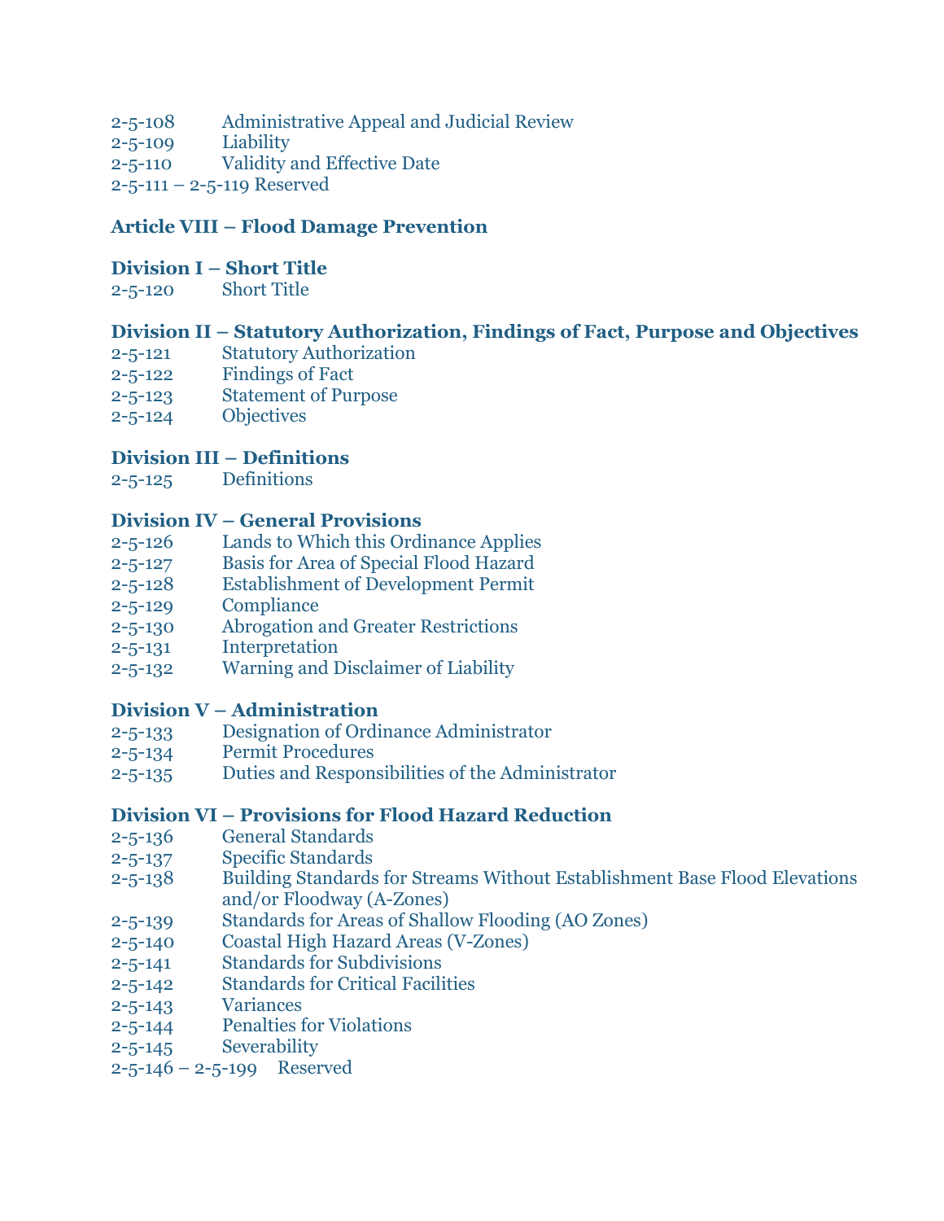2-5-108 Administrative Appeal and Judicial Review
2-5-109 Liability
2-5-110 Validity and Effective Date
2-5-111 – 2-5-119 Reserved

## Article VIII – Flood Damage Prevention

### Division I – Short Title

2-5-120 Short Title

### Division II – Statutory Authorization, Findings of Fact, Purpose and Objectives

2-5-121 Statutory Authorization
2-5-122 Findings of Fact
2-5-123 Statement of Purpose
2-5-124 Objectives

### Division III – Definitions

2-5-125 Definitions

### Division IV – General Provisions

2-5-126 Lands to Which this Ordinance Applies
2-5-127 Basis for Area of Special Flood Hazard
2-5-128 Establishment of Development Permit
2-5-129 Compliance
2-5-130 Abrogation and Greater Restrictions
2-5-131 Interpretation
2-5-132 Warning and Disclaimer of Liability

### Division V – Administration

2-5-133 Designation of Ordinance Administrator
2-5-134 Permit Procedures
2-5-135 Duties and Responsibilities of the Administrator

### Division VI – Provisions for Flood Hazard Reduction

2-5-136 General Standards
2-5-137 Specific Standards
2-5-138 Building Standards for Streams Without Establishment Base Flood Elevations and/or Floodway (A-Zones)
2-5-139 Standards for Areas of Shallow Flooding (AO Zones)
2-5-140 Coastal High Hazard Areas (V-Zones)
2-5-141 Standards for Subdivisions
2-5-142 Standards for Critical Facilities
2-5-143 Variances
2-5-144 Penalties for Violations
2-5-145 Severability
2-5-146 – 2-5-199 Reserved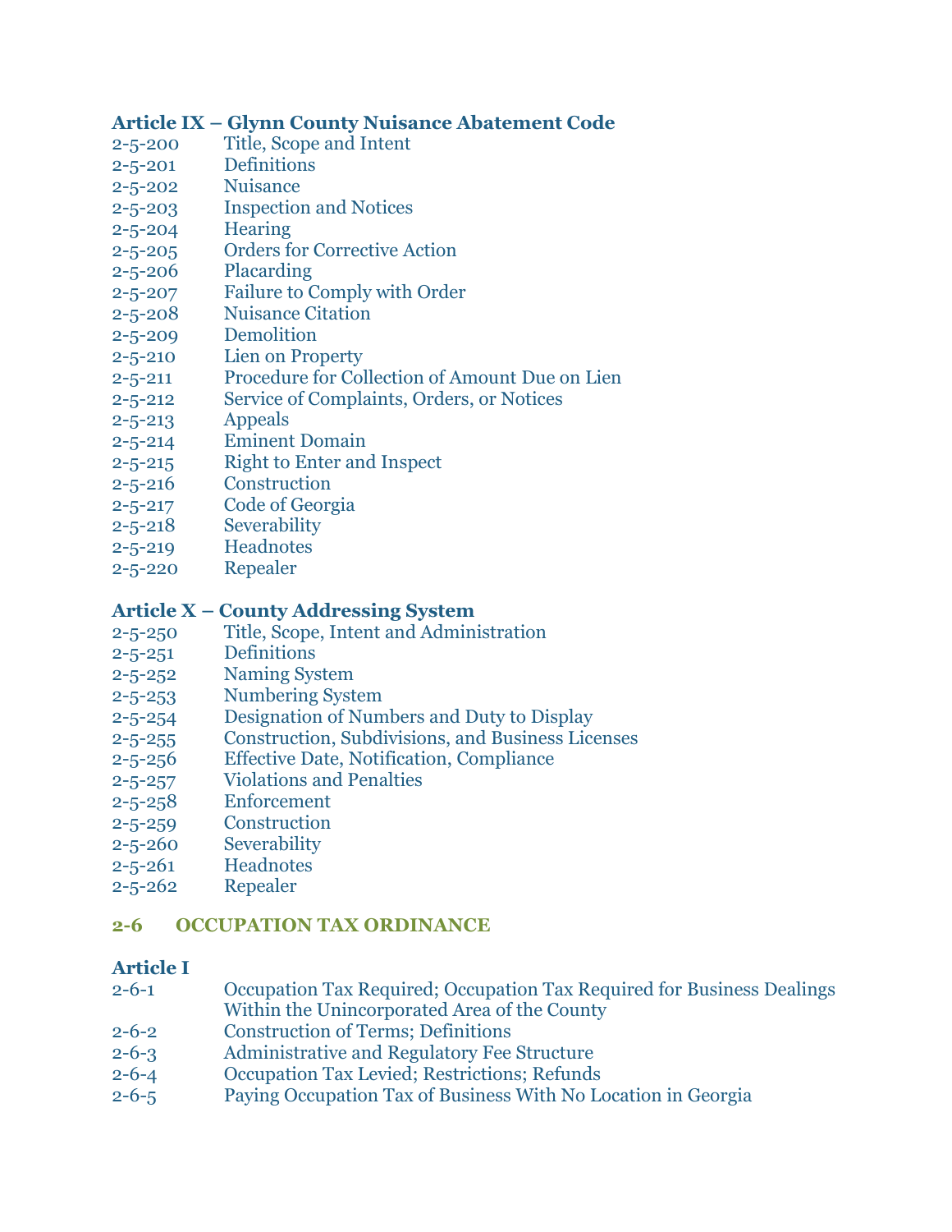### Article IX – Glynn County Nuisance Abatement Code

| | |
|---|---|
| 2-5-200 | Title, Scope and Intent |
| 2-5-201 | Definitions |
| 2-5-202 | Nuisance |
| 2-5-203 | Inspection and Notices |
| 2-5-204 | Hearing |
| 2-5-205 | Orders for Corrective Action |
| 2-5-206 | Placarding |
| 2-5-207 | Failure to Comply with Order |
| 2-5-208 | Nuisance Citation |
| 2-5-209 | Demolition |
| 2-5-210 | Lien on Property |
| 2-5-211 | Procedure for Collection of Amount Due on Lien |
| 2-5-212 | Service of Complaints, Orders, or Notices |
| 2-5-213 | Appeals |
| 2-5-214 | Eminent Domain |
| 2-5-215 | Right to Enter and Inspect |
| 2-5-216 | Construction |
| 2-5-217 | Code of Georgia |
| 2-5-218 | Severability |
| 2-5-219 | Headnotes |
| 2-5-220 | Repealer |

### Article X – County Addressing System

| | |
|---|---|
| 2-5-250 | Title, Scope, Intent and Administration |
| 2-5-251 | Definitions |
| 2-5-252 | Naming System |
| 2-5-253 | Numbering System |
| 2-5-254 | Designation of Numbers and Duty to Display |
| 2-5-255 | Construction, Subdivisions, and Business Licenses |
| 2-5-256 | Effective Date, Notification, Compliance |
| 2-5-257 | Violations and Penalties |
| 2-5-258 | Enforcement |
| 2-5-259 | Construction |
| 2-5-260 | Severability |
| 2-5-261 | Headnotes |
| 2-5-262 | Repealer |

## 2-6 OCCUPATION TAX ORDINANCE

### Article I

| | |
|---|---|
| 2-6-1 | Occupation Tax Required; Occupation Tax Required for Business Dealings Within the Unincorporated Area of the County |
| 2-6-2 | Construction of Terms; Definitions |
| 2-6-3 | Administrative and Regulatory Fee Structure |
| 2-6-4 | Occupation Tax Levied; Restrictions; Refunds |
| 2-6-5 | Paying Occupation Tax of Business With No Location in Georgia |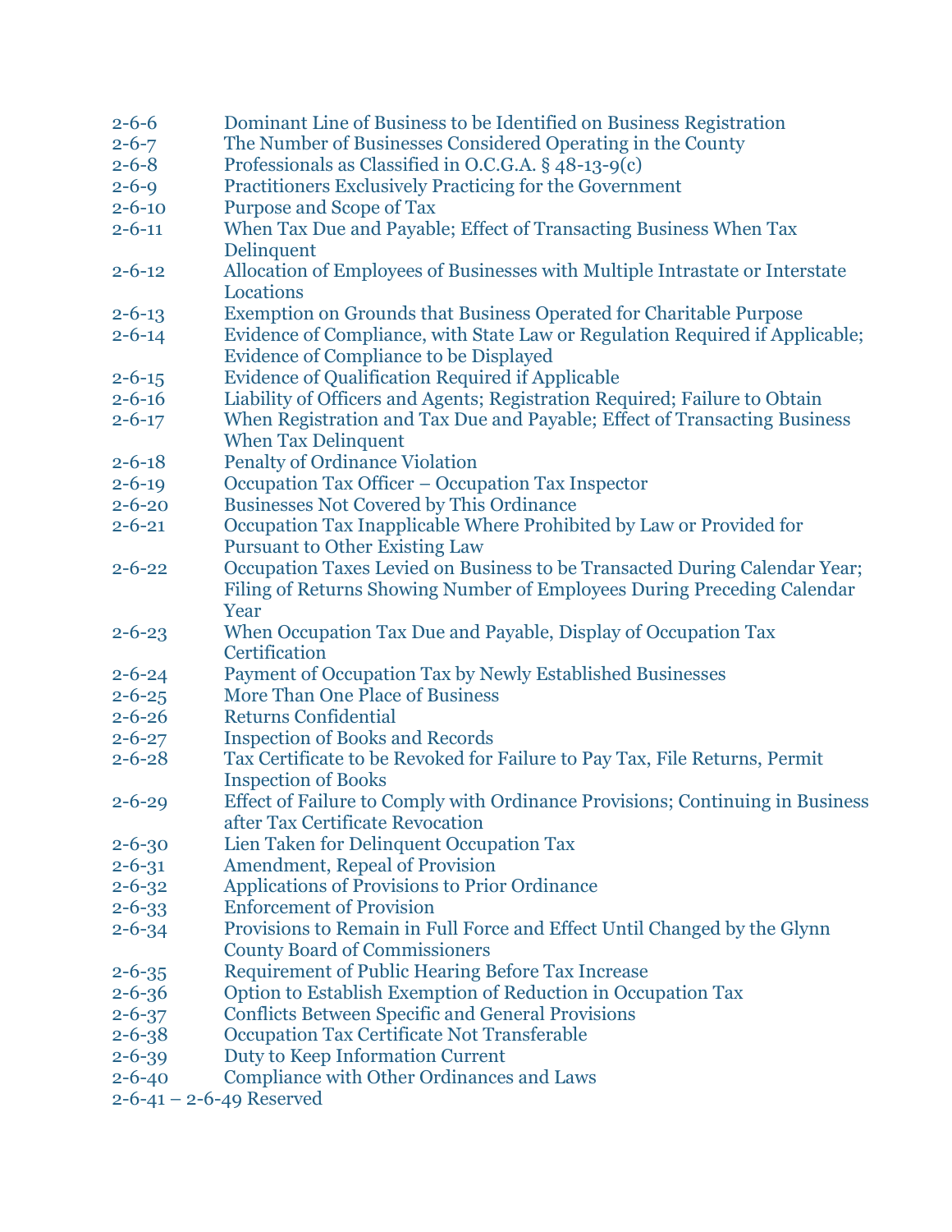2-6-6 Dominant Line of Business to be Identified on Business Registration
2-6-7 The Number of Businesses Considered Operating in the County
2-6-8 Professionals as Classified in O.C.G.A. § 48-13-9(c)
2-6-9 Practitioners Exclusively Practicing for the Government
2-6-10 Purpose and Scope of Tax
2-6-11 When Tax Due and Payable; Effect of Transacting Business When Tax Delinquent
2-6-12 Allocation of Employees of Businesses with Multiple Intrastate or Interstate Locations
2-6-13 Exemption on Grounds that Business Operated for Charitable Purpose
2-6-14 Evidence of Compliance, with State Law or Regulation Required if Applicable; Evidence of Compliance to be Displayed
2-6-15 Evidence of Qualification Required if Applicable
2-6-16 Liability of Officers and Agents; Registration Required; Failure to Obtain
2-6-17 When Registration and Tax Due and Payable; Effect of Transacting Business When Tax Delinquent
2-6-18 Penalty of Ordinance Violation
2-6-19 Occupation Tax Officer – Occupation Tax Inspector
2-6-20 Businesses Not Covered by This Ordinance
2-6-21 Occupation Tax Inapplicable Where Prohibited by Law or Provided for Pursuant to Other Existing Law
2-6-22 Occupation Taxes Levied on Business to be Transacted During Calendar Year; Filing of Returns Showing Number of Employees During Preceding Calendar Year
2-6-23 When Occupation Tax Due and Payable, Display of Occupation Tax Certification
2-6-24 Payment of Occupation Tax by Newly Established Businesses
2-6-25 More Than One Place of Business
2-6-26 Returns Confidential
2-6-27 Inspection of Books and Records
2-6-28 Tax Certificate to be Revoked for Failure to Pay Tax, File Returns, Permit Inspection of Books
2-6-29 Effect of Failure to Comply with Ordinance Provisions; Continuing in Business after Tax Certificate Revocation
2-6-30 Lien Taken for Delinquent Occupation Tax
2-6-31 Amendment, Repeal of Provision
2-6-32 Applications of Provisions to Prior Ordinance
2-6-33 Enforcement of Provision
2-6-34 Provisions to Remain in Full Force and Effect Until Changed by the Glynn County Board of Commissioners
2-6-35 Requirement of Public Hearing Before Tax Increase
2-6-36 Option to Establish Exemption of Reduction in Occupation Tax
2-6-37 Conflicts Between Specific and General Provisions
2-6-38 Occupation Tax Certificate Not Transferable
2-6-39 Duty to Keep Information Current
2-6-40 Compliance with Other Ordinances and Laws
2-6-41 – 2-6-49 Reserved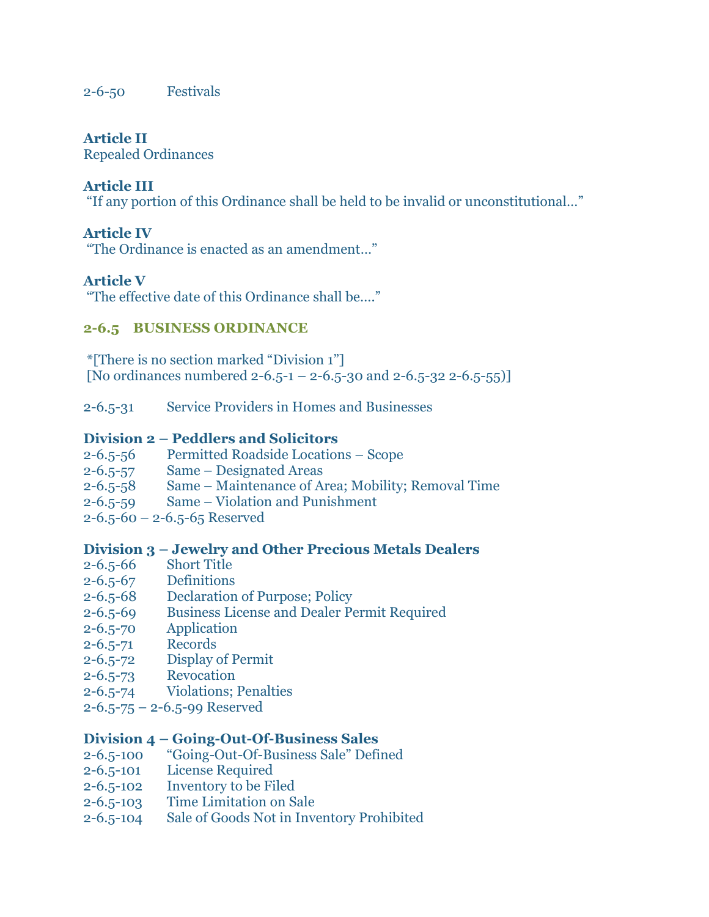2-6-50 Festivals

**Article II**
Repealed Ordinances

**Article III**
"If any portion of this Ordinance shall be held to be invalid or unconstitutional…"

**Article IV**
"The Ordinance is enacted as an amendment…"

**Article V**
"The effective date of this Ordinance shall be…."

## 2-6.5 BUSINESS ORDINANCE

*[There is no section marked "Division 1"]
[No ordinances numbered 2-6.5-1 – 2-6.5-30 and 2-6.5-32 2-6.5-55)]

2-6.5-31 Service Providers in Homes and Businesses

**Division 2 – Peddlers and Solicitors**
2-6.5-56 Permitted Roadside Locations – Scope
2-6.5-57 Same – Designated Areas
2-6.5-58 Same – Maintenance of Area; Mobility; Removal Time
2-6.5-59 Same – Violation and Punishment
2-6.5-60 – 2-6.5-65 Reserved

**Division 3 – Jewelry and Other Precious Metals Dealers**
2-6.5-66 Short Title
2-6.5-67 Definitions
2-6.5-68 Declaration of Purpose; Policy
2-6.5-69 Business License and Dealer Permit Required
2-6.5-70 Application
2-6.5-71 Records
2-6.5-72 Display of Permit
2-6.5-73 Revocation
2-6.5-74 Violations; Penalties
2-6.5-75 – 2-6.5-99 Reserved

**Division 4 – Going-Out-Of-Business Sales**
2-6.5-100 "Going-Out-Of-Business Sale" Defined
2-6.5-101 License Required
2-6.5-102 Inventory to be Filed
2-6.5-103 Time Limitation on Sale
2-6.5-104 Sale of Goods Not in Inventory Prohibited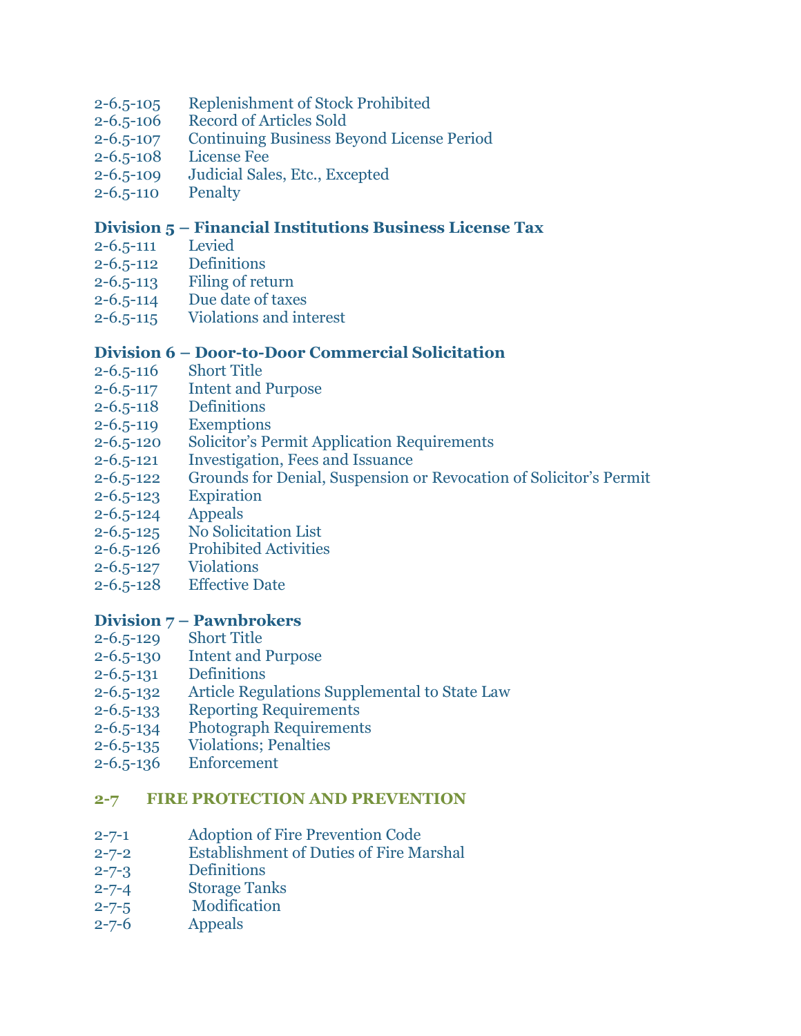2-6.5-105 Replenishment of Stock Prohibited
2-6.5-106 Record of Articles Sold
2-6.5-107 Continuing Business Beyond License Period
2-6.5-108 License Fee
2-6.5-109 Judicial Sales, Etc., Excepted
2-6.5-110 Penalty

### Division 5 – Financial Institutions Business License Tax

2-6.5-111 Levied
2-6.5-112 Definitions
2-6.5-113 Filing of return
2-6.5-114 Due date of taxes
2-6.5-115 Violations and interest

### Division 6 – Door-to-Door Commercial Solicitation

2-6.5-116 Short Title
2-6.5-117 Intent and Purpose
2-6.5-118 Definitions
2-6.5-119 Exemptions
2-6.5-120 Solicitor's Permit Application Requirements
2-6.5-121 Investigation, Fees and Issuance
2-6.5-122 Grounds for Denial, Suspension or Revocation of Solicitor's Permit
2-6.5-123 Expiration
2-6.5-124 Appeals
2-6.5-125 No Solicitation List
2-6.5-126 Prohibited Activities
2-6.5-127 Violations
2-6.5-128 Effective Date

### Division 7 – Pawnbrokers

2-6.5-129 Short Title
2-6.5-130 Intent and Purpose
2-6.5-131 Definitions
2-6.5-132 Article Regulations Supplemental to State Law
2-6.5-133 Reporting Requirements
2-6.5-134 Photograph Requirements
2-6.5-135 Violations; Penalties
2-6.5-136 Enforcement

## 2-7 FIRE PROTECTION AND PREVENTION

2-7-1 Adoption of Fire Prevention Code
2-7-2 Establishment of Duties of Fire Marshal
2-7-3 Definitions
2-7-4 Storage Tanks
2-7-5 Modification
2-7-6 Appeals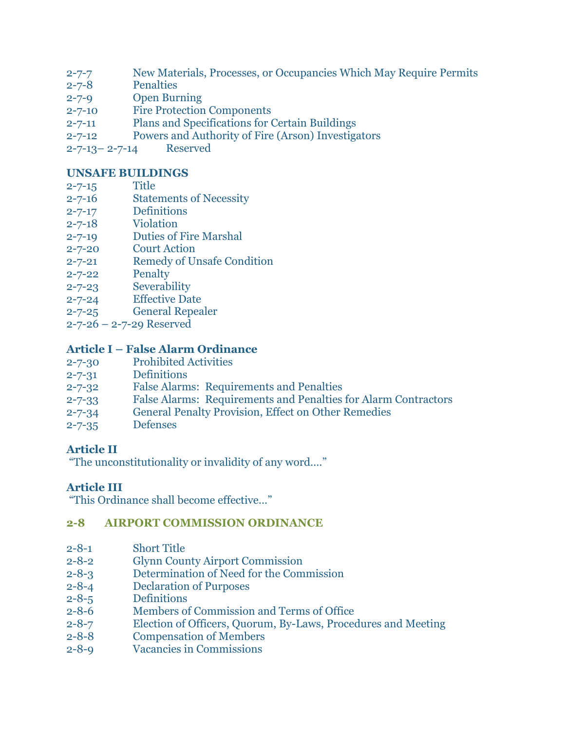2-7-7 New Materials, Processes, or Occupancies Which May Require Permits
2-7-8 Penalties
2-7-9 Open Burning
2-7-10 Fire Protection Components
2-7-11 Plans and Specifications for Certain Buildings
2-7-12 Powers and Authority of Fire (Arson) Investigators
2-7-13– 2-7-14 Reserved

**UNSAFE BUILDINGS**

2-7-15 Title
2-7-16 Statements of Necessity
2-7-17 Definitions
2-7-18 Violation
2-7-19 Duties of Fire Marshal
2-7-20 Court Action
2-7-21 Remedy of Unsafe Condition
2-7-22 Penalty
2-7-23 Severability
2-7-24 Effective Date
2-7-25 General Repealer
2-7-26 – 2-7-29 Reserved

**Article I – False Alarm Ordinance**

2-7-30 Prohibited Activities
2-7-31 Definitions
2-7-32 False Alarms: Requirements and Penalties
2-7-33 False Alarms: Requirements and Penalties for Alarm Contractors
2-7-34 General Penalty Provision, Effect on Other Remedies
2-7-35 Defenses

**Article II**

"The unconstitutionality or invalidity of any word…."

**Article III**

"This Ordinance shall become effective…"

## 2-8 AIRPORT COMMISSION ORDINANCE

2-8-1 Short Title
2-8-2 Glynn County Airport Commission
2-8-3 Determination of Need for the Commission
2-8-4 Declaration of Purposes
2-8-5 Definitions
2-8-6 Members of Commission and Terms of Office
2-8-7 Election of Officers, Quorum, By-Laws, Procedures and Meeting
2-8-8 Compensation of Members
2-8-9 Vacancies in Commissions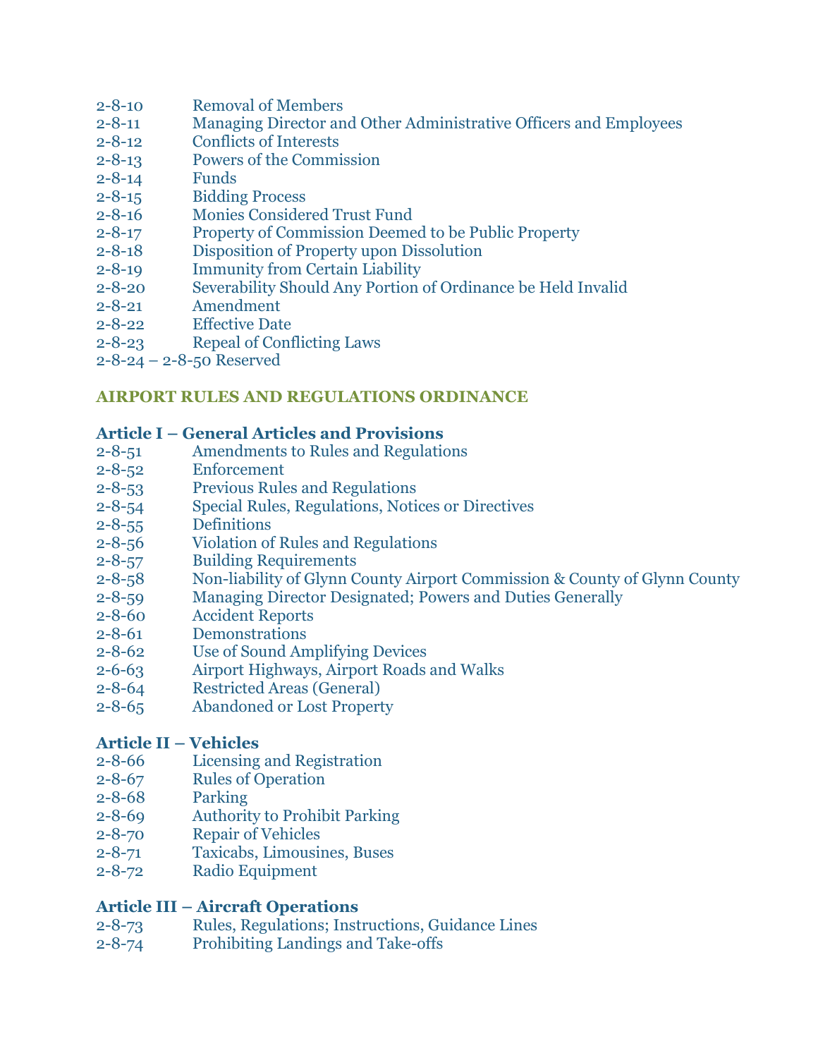2-8-10 Removal of Members
2-8-11 Managing Director and Other Administrative Officers and Employees
2-8-12 Conflicts of Interests
2-8-13 Powers of the Commission
2-8-14 Funds
2-8-15 Bidding Process
2-8-16 Monies Considered Trust Fund
2-8-17 Property of Commission Deemed to be Public Property
2-8-18 Disposition of Property upon Dissolution
2-8-19 Immunity from Certain Liability
2-8-20 Severability Should Any Portion of Ordinance be Held Invalid
2-8-21 Amendment
2-8-22 Effective Date
2-8-23 Repeal of Conflicting Laws
2-8-24 – 2-8-50 Reserved

## AIRPORT RULES AND REGULATIONS ORDINANCE

### Article I – General Articles and Provisions

2-8-51 Amendments to Rules and Regulations
2-8-52 Enforcement
2-8-53 Previous Rules and Regulations
2-8-54 Special Rules, Regulations, Notices or Directives
2-8-55 Definitions
2-8-56 Violation of Rules and Regulations
2-8-57 Building Requirements
2-8-58 Non-liability of Glynn County Airport Commission & County of Glynn County
2-8-59 Managing Director Designated; Powers and Duties Generally
2-8-60 Accident Reports
2-8-61 Demonstrations
2-8-62 Use of Sound Amplifying Devices
2-6-63 Airport Highways, Airport Roads and Walks
2-8-64 Restricted Areas (General)
2-8-65 Abandoned or Lost Property

### Article II – Vehicles

2-8-66 Licensing and Registration
2-8-67 Rules of Operation
2-8-68 Parking
2-8-69 Authority to Prohibit Parking
2-8-70 Repair of Vehicles
2-8-71 Taxicabs, Limousines, Buses
2-8-72 Radio Equipment

### Article III – Aircraft Operations

2-8-73 Rules, Regulations; Instructions, Guidance Lines
2-8-74 Prohibiting Landings and Take-offs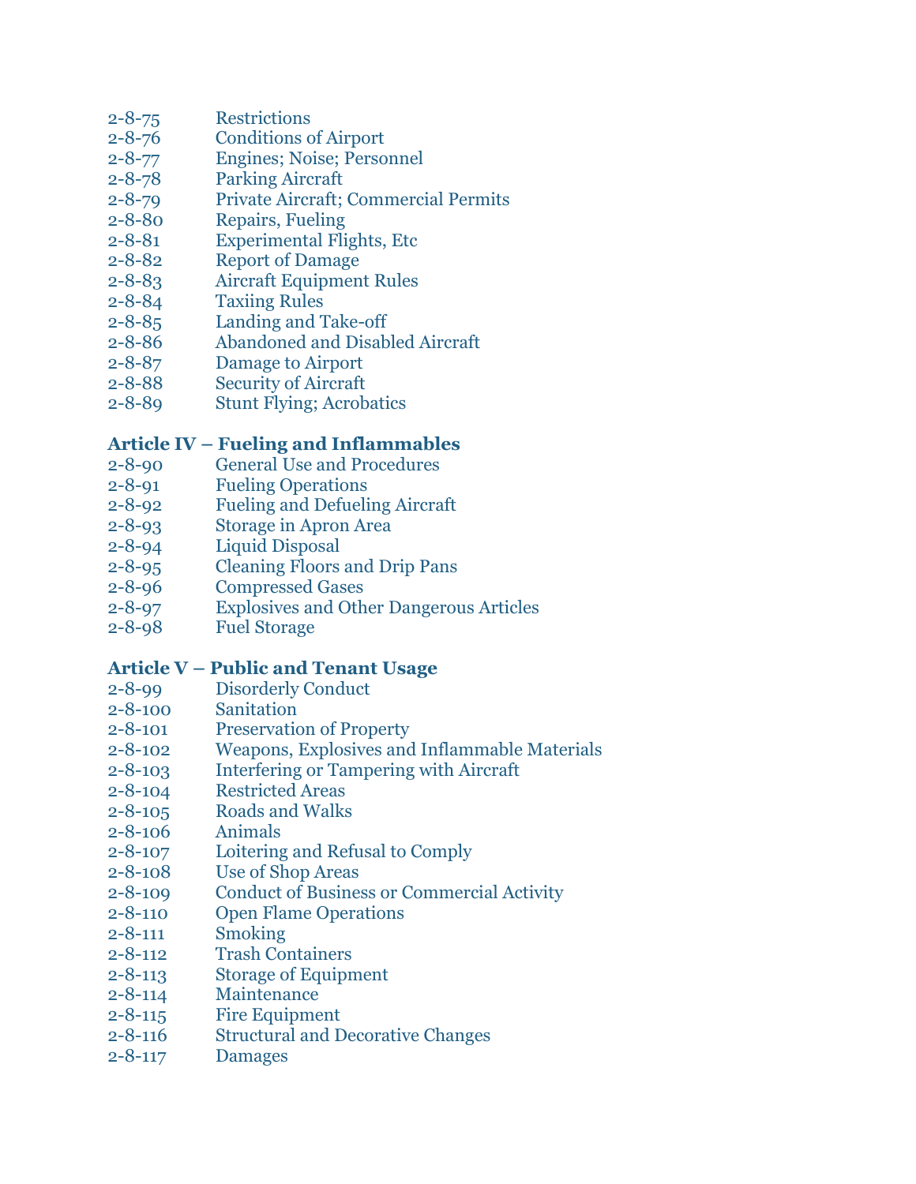2-8-75 Restrictions
2-8-76 Conditions of Airport
2-8-77 Engines; Noise; Personnel
2-8-78 Parking Aircraft
2-8-79 Private Aircraft; Commercial Permits
2-8-80 Repairs, Fueling
2-8-81 Experimental Flights, Etc
2-8-82 Report of Damage
2-8-83 Aircraft Equipment Rules
2-8-84 Taxiing Rules
2-8-85 Landing and Take-off
2-8-86 Abandoned and Disabled Aircraft
2-8-87 Damage to Airport
2-8-88 Security of Aircraft
2-8-89 Stunt Flying; Acrobatics

**Article IV – Fueling and Inflammables**

2-8-90 General Use and Procedures
2-8-91 Fueling Operations
2-8-92 Fueling and Defueling Aircraft
2-8-93 Storage in Apron Area
2-8-94 Liquid Disposal
2-8-95 Cleaning Floors and Drip Pans
2-8-96 Compressed Gases
2-8-97 Explosives and Other Dangerous Articles
2-8-98 Fuel Storage

**Article V – Public and Tenant Usage**

2-8-99 Disorderly Conduct
2-8-100 Sanitation
2-8-101 Preservation of Property
2-8-102 Weapons, Explosives and Inflammable Materials
2-8-103 Interfering or Tampering with Aircraft
2-8-104 Restricted Areas
2-8-105 Roads and Walks
2-8-106 Animals
2-8-107 Loitering and Refusal to Comply
2-8-108 Use of Shop Areas
2-8-109 Conduct of Business or Commercial Activity
2-8-110 Open Flame Operations
2-8-111 Smoking
2-8-112 Trash Containers
2-8-113 Storage of Equipment
2-8-114 Maintenance
2-8-115 Fire Equipment
2-8-116 Structural and Decorative Changes
2-8-117 Damages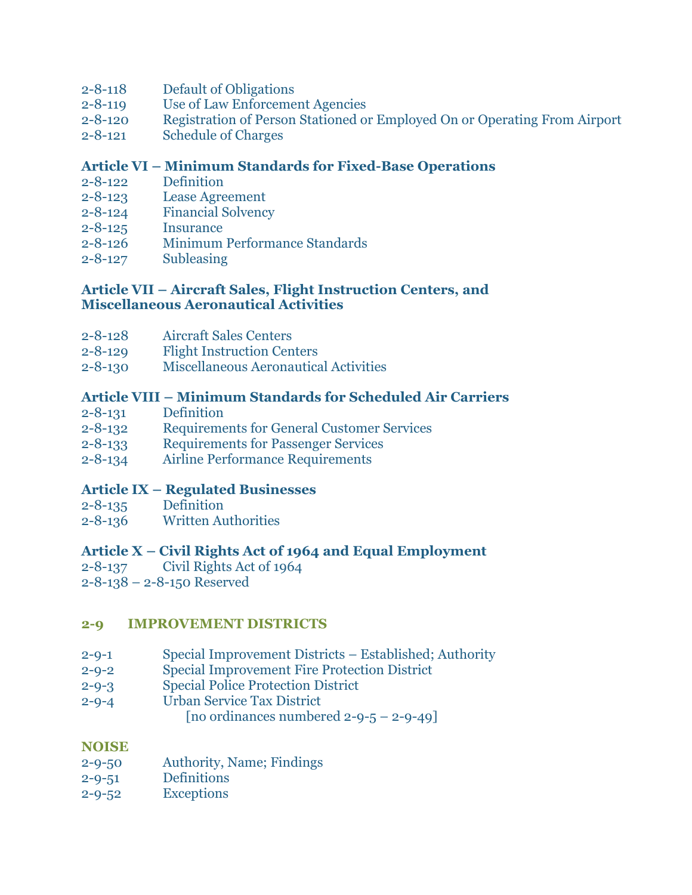2-8-118 Default of Obligations
2-8-119 Use of Law Enforcement Agencies
2-8-120 Registration of Person Stationed or Employed On or Operating From Airport
2-8-121 Schedule of Charges

### Article VI – Minimum Standards for Fixed-Base Operations

2-8-122 Definition
2-8-123 Lease Agreement
2-8-124 Financial Solvency
2-8-125 Insurance
2-8-126 Minimum Performance Standards
2-8-127 Subleasing

### Article VII – Aircraft Sales, Flight Instruction Centers, and Miscellaneous Aeronautical Activities

2-8-128 Aircraft Sales Centers
2-8-129 Flight Instruction Centers
2-8-130 Miscellaneous Aeronautical Activities

### Article VIII – Minimum Standards for Scheduled Air Carriers

2-8-131 Definition
2-8-132 Requirements for General Customer Services
2-8-133 Requirements for Passenger Services
2-8-134 Airline Performance Requirements

### Article IX – Regulated Businesses

2-8-135 Definition
2-8-136 Written Authorities

### Article X – Civil Rights Act of 1964 and Equal Employment

2-8-137 Civil Rights Act of 1964
2-8-138 – 2-8-150 Reserved

## 2-9 IMPROVEMENT DISTRICTS

2-9-1 Special Improvement Districts – Established; Authority
2-9-2 Special Improvement Fire Protection District
2-9-3 Special Police Protection District
2-9-4 Urban Service Tax District
[no ordinances numbered 2-9-5 – 2-9-49]

### NOISE

2-9-50 Authority, Name; Findings
2-9-51 Definitions
2-9-52 Exceptions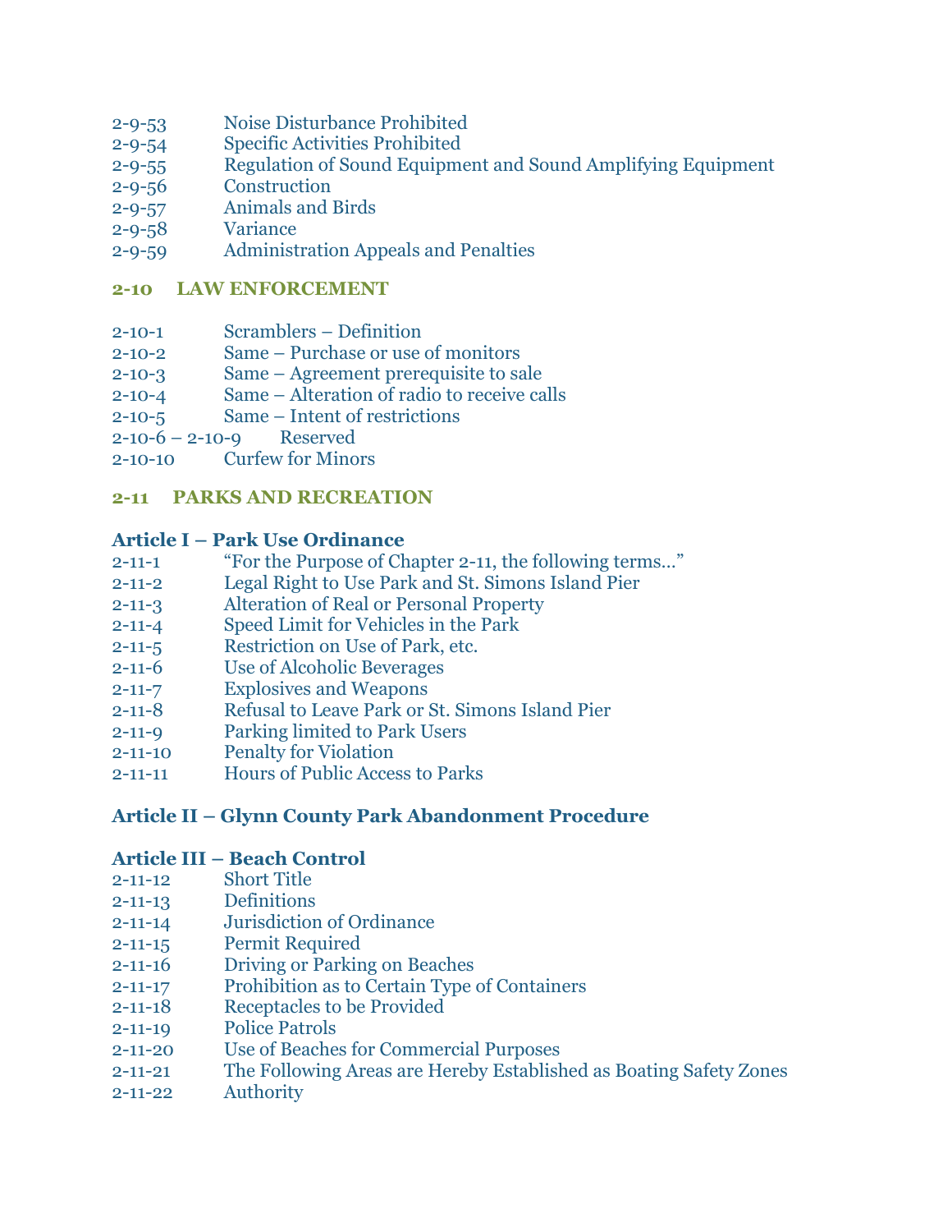2-9-53 Noise Disturbance Prohibited
2-9-54 Specific Activities Prohibited
2-9-55 Regulation of Sound Equipment and Sound Amplifying Equipment
2-9-56 Construction
2-9-57 Animals and Birds
2-9-58 Variance
2-9-59 Administration Appeals and Penalties

## 2-10 LAW ENFORCEMENT

2-10-1 Scramblers – Definition
2-10-2 Same – Purchase or use of monitors
2-10-3 Same – Agreement prerequisite to sale
2-10-4 Same – Alteration of radio to receive calls
2-10-5 Same – Intent of restrictions
2-10-6 – 2-10-9 Reserved
2-10-10 Curfew for Minors

## 2-11 PARKS AND RECREATION

### Article I – Park Use Ordinance

2-11-1 "For the Purpose of Chapter 2-11, the following terms…"
2-11-2 Legal Right to Use Park and St. Simons Island Pier
2-11-3 Alteration of Real or Personal Property
2-11-4 Speed Limit for Vehicles in the Park
2-11-5 Restriction on Use of Park, etc.
2-11-6 Use of Alcoholic Beverages
2-11-7 Explosives and Weapons
2-11-8 Refusal to Leave Park or St. Simons Island Pier
2-11-9 Parking limited to Park Users
2-11-10 Penalty for Violation
2-11-11 Hours of Public Access to Parks

### Article II – Glynn County Park Abandonment Procedure

### Article III – Beach Control

2-11-12 Short Title
2-11-13 Definitions
2-11-14 Jurisdiction of Ordinance
2-11-15 Permit Required
2-11-16 Driving or Parking on Beaches
2-11-17 Prohibition as to Certain Type of Containers
2-11-18 Receptacles to be Provided
2-11-19 Police Patrols
2-11-20 Use of Beaches for Commercial Purposes
2-11-21 The Following Areas are Hereby Established as Boating Safety Zones
2-11-22 Authority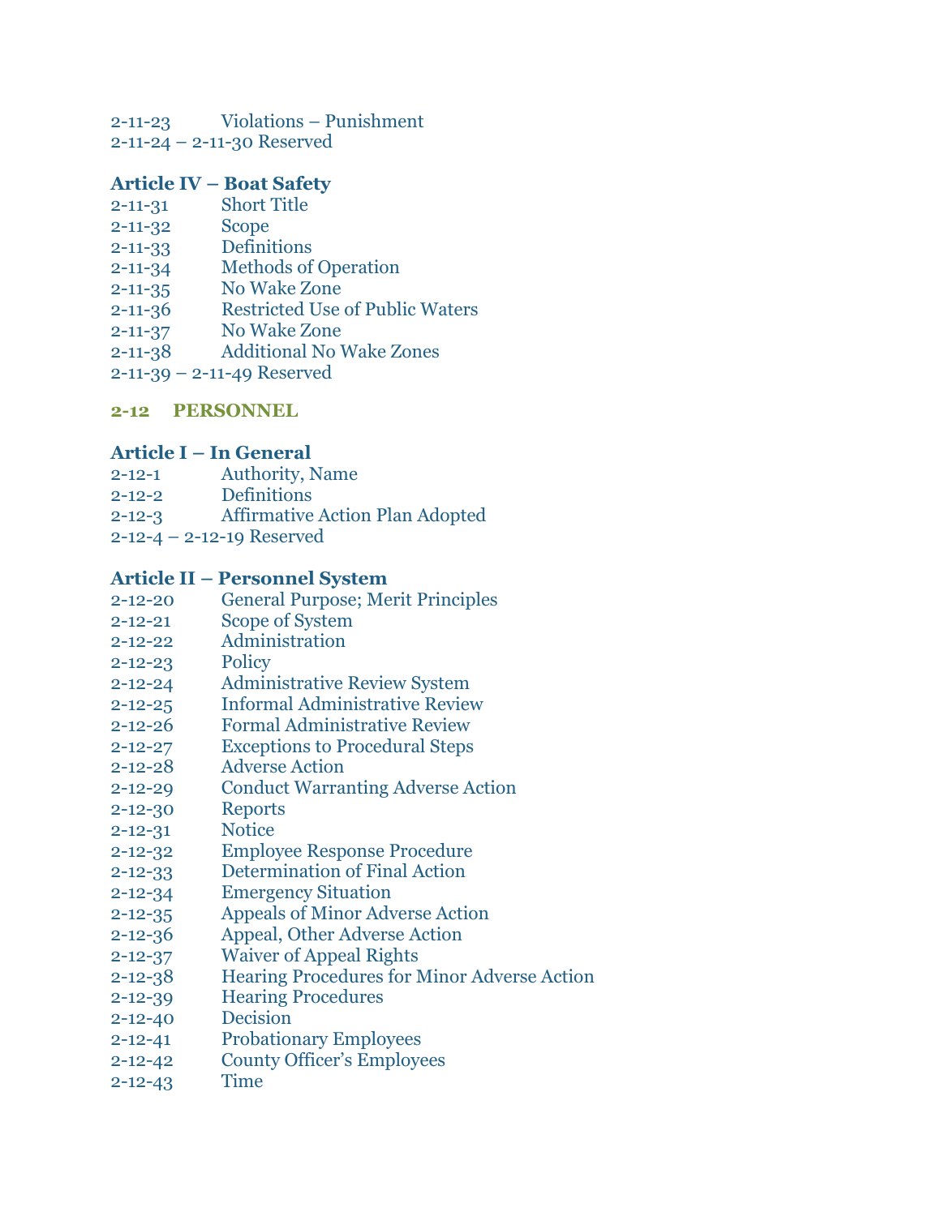2-11-23 Violations – Punishment
2-11-24 – 2-11-30 Reserved

### Article IV – Boat Safety

2-11-31 Short Title
2-11-32 Scope
2-11-33 Definitions
2-11-34 Methods of Operation
2-11-35 No Wake Zone
2-11-36 Restricted Use of Public Waters
2-11-37 No Wake Zone
2-11-38 Additional No Wake Zones
2-11-39 – 2-11-49 Reserved

## 2-12 PERSONNEL

### Article I – In General

2-12-1 Authority, Name
2-12-2 Definitions
2-12-3 Affirmative Action Plan Adopted
2-12-4 – 2-12-19 Reserved

### Article II – Personnel System

2-12-20 General Purpose; Merit Principles
2-12-21 Scope of System
2-12-22 Administration
2-12-23 Policy
2-12-24 Administrative Review System
2-12-25 Informal Administrative Review
2-12-26 Formal Administrative Review
2-12-27 Exceptions to Procedural Steps
2-12-28 Adverse Action
2-12-29 Conduct Warranting Adverse Action
2-12-30 Reports
2-12-31 Notice
2-12-32 Employee Response Procedure
2-12-33 Determination of Final Action
2-12-34 Emergency Situation
2-12-35 Appeals of Minor Adverse Action
2-12-36 Appeal, Other Adverse Action
2-12-37 Waiver of Appeal Rights
2-12-38 Hearing Procedures for Minor Adverse Action
2-12-39 Hearing Procedures
2-12-40 Decision
2-12-41 Probationary Employees
2-12-42 County Officer's Employees
2-12-43 Time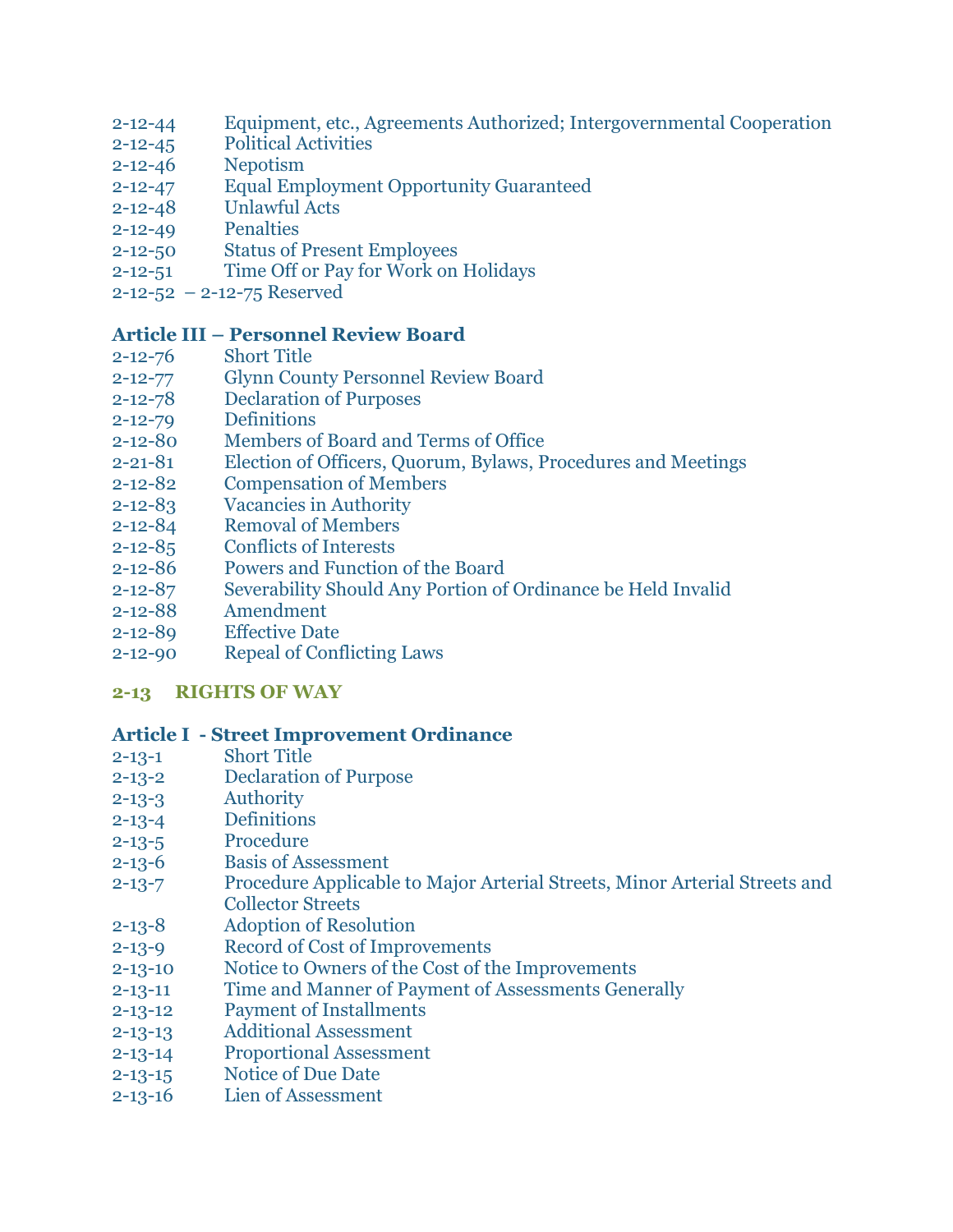2-12-44 Equipment, etc., Agreements Authorized; Intergovernmental Cooperation
2-12-45 Political Activities
2-12-46 Nepotism
2-12-47 Equal Employment Opportunity Guaranteed
2-12-48 Unlawful Acts
2-12-49 Penalties
2-12-50 Status of Present Employees
2-12-51 Time Off or Pay for Work on Holidays
2-12-52 – 2-12-75 Reserved

### Article III – Personnel Review Board

2-12-76 Short Title
2-12-77 Glynn County Personnel Review Board
2-12-78 Declaration of Purposes
2-12-79 Definitions
2-12-80 Members of Board and Terms of Office
2-21-81 Election of Officers, Quorum, Bylaws, Procedures and Meetings
2-12-82 Compensation of Members
2-12-83 Vacancies in Authority
2-12-84 Removal of Members
2-12-85 Conflicts of Interests
2-12-86 Powers and Function of the Board
2-12-87 Severability Should Any Portion of Ordinance be Held Invalid
2-12-88 Amendment
2-12-89 Effective Date
2-12-90 Repeal of Conflicting Laws

## 2-13 RIGHTS OF WAY

### Article I - Street Improvement Ordinance

2-13-1 Short Title
2-13-2 Declaration of Purpose
2-13-3 Authority
2-13-4 Definitions
2-13-5 Procedure
2-13-6 Basis of Assessment
2-13-7 Procedure Applicable to Major Arterial Streets, Minor Arterial Streets and Collector Streets
2-13-8 Adoption of Resolution
2-13-9 Record of Cost of Improvements
2-13-10 Notice to Owners of the Cost of the Improvements
2-13-11 Time and Manner of Payment of Assessments Generally
2-13-12 Payment of Installments
2-13-13 Additional Assessment
2-13-14 Proportional Assessment
2-13-15 Notice of Due Date
2-13-16 Lien of Assessment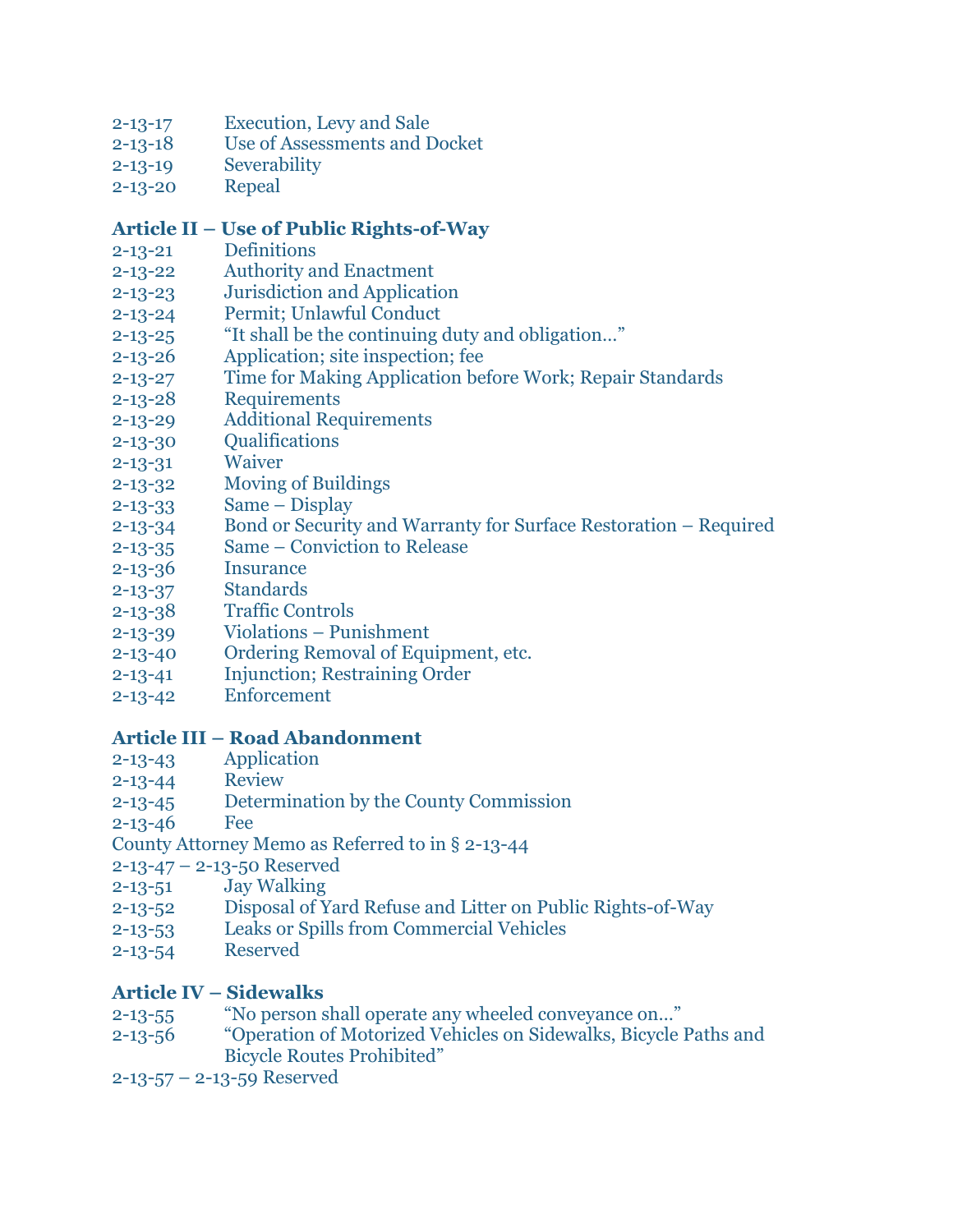2-13-17 Execution, Levy and Sale
2-13-18 Use of Assessments and Docket
2-13-19 Severability
2-13-20 Repeal

**Article II – Use of Public Rights-of-Way**

2-13-21 Definitions
2-13-22 Authority and Enactment
2-13-23 Jurisdiction and Application
2-13-24 Permit; Unlawful Conduct
2-13-25 "It shall be the continuing duty and obligation…"
2-13-26 Application; site inspection; fee
2-13-27 Time for Making Application before Work; Repair Standards
2-13-28 Requirements
2-13-29 Additional Requirements
2-13-30 Qualifications
2-13-31 Waiver
2-13-32 Moving of Buildings
2-13-33 Same – Display
2-13-34 Bond or Security and Warranty for Surface Restoration – Required
2-13-35 Same – Conviction to Release
2-13-36 Insurance
2-13-37 Standards
2-13-38 Traffic Controls
2-13-39 Violations – Punishment
2-13-40 Ordering Removal of Equipment, etc.
2-13-41 Injunction; Restraining Order
2-13-42 Enforcement

**Article III – Road Abandonment**

2-13-43 Application
2-13-44 Review
2-13-45 Determination by the County Commission
2-13-46 Fee
County Attorney Memo as Referred to in § 2-13-44
2-13-47 – 2-13-50 Reserved
2-13-51 Jay Walking
2-13-52 Disposal of Yard Refuse and Litter on Public Rights-of-Way
2-13-53 Leaks or Spills from Commercial Vehicles
2-13-54 Reserved

**Article IV – Sidewalks**

2-13-55 "No person shall operate any wheeled conveyance on…"
2-13-56 "Operation of Motorized Vehicles on Sidewalks, Bicycle Paths and Bicycle Routes Prohibited"
2-13-57 – 2-13-59 Reserved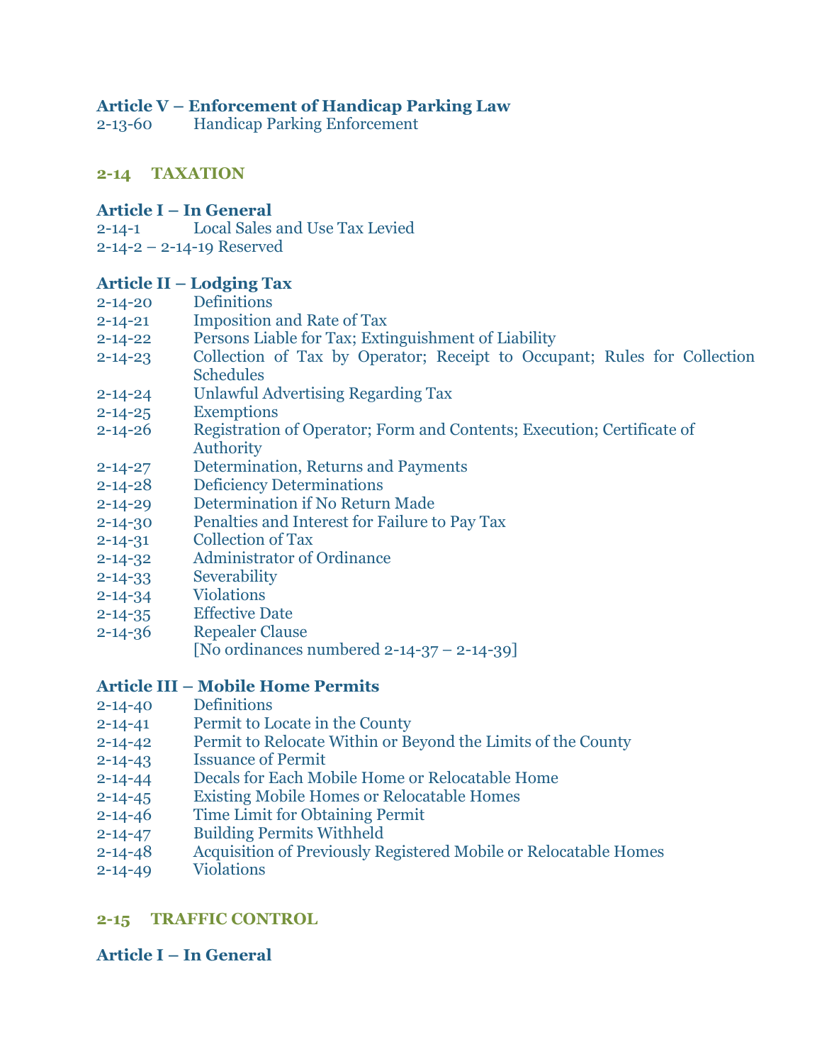**Article V – Enforcement of Handicap Parking Law**

2-13-60 Handicap Parking Enforcement

## 2-14 TAXATION

**Article I – In General**

2-14-1 Local Sales and Use Tax Levied

2-14-2 – 2-14-19 Reserved

**Article II – Lodging Tax**

2-14-20 Definitions

2-14-21 Imposition and Rate of Tax

2-14-22 Persons Liable for Tax; Extinguishment of Liability

2-14-23 Collection of Tax by Operator; Receipt to Occupant; Rules for Collection Schedules

2-14-24 Unlawful Advertising Regarding Tax

2-14-25 Exemptions

2-14-26 Registration of Operator; Form and Contents; Execution; Certificate of Authority

2-14-27 Determination, Returns and Payments

2-14-28 Deficiency Determinations

2-14-29 Determination if No Return Made

2-14-30 Penalties and Interest for Failure to Pay Tax

2-14-31 Collection of Tax

2-14-32 Administrator of Ordinance

2-14-33 Severability

2-14-34 Violations

2-14-35 Effective Date

2-14-36 Repealer Clause

[No ordinances numbered 2-14-37 – 2-14-39]

**Article III – Mobile Home Permits**

2-14-40 Definitions

2-14-41 Permit to Locate in the County

2-14-42 Permit to Relocate Within or Beyond the Limits of the County

2-14-43 Issuance of Permit

2-14-44 Decals for Each Mobile Home or Relocatable Home

2-14-45 Existing Mobile Homes or Relocatable Homes

2-14-46 Time Limit for Obtaining Permit

2-14-47 Building Permits Withheld

2-14-48 Acquisition of Previously Registered Mobile or Relocatable Homes

2-14-49 Violations

## 2-15 TRAFFIC CONTROL

**Article I – In General**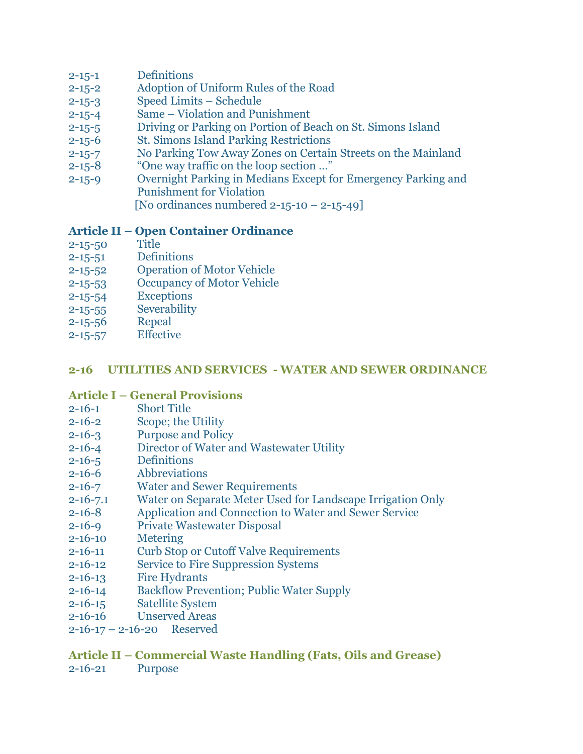2-15-1 Definitions
2-15-2 Adoption of Uniform Rules of the Road
2-15-3 Speed Limits – Schedule
2-15-4 Same – Violation and Punishment
2-15-5 Driving or Parking on Portion of Beach on St. Simons Island
2-15-6 St. Simons Island Parking Restrictions
2-15-7 No Parking Tow Away Zones on Certain Streets on the Mainland
2-15-8 "One way traffic on the loop section …"
2-15-9 Overnight Parking in Medians Except for Emergency Parking and Punishment for Violation
[No ordinances numbered 2-15-10 – 2-15-49]

### Article II – Open Container Ordinance

2-15-50 Title
2-15-51 Definitions
2-15-52 Operation of Motor Vehicle
2-15-53 Occupancy of Motor Vehicle
2-15-54 Exceptions
2-15-55 Severability
2-15-56 Repeal
2-15-57 Effective

## 2-16 UTILITIES AND SERVICES - WATER AND SEWER ORDINANCE

### Article I – General Provisions

2-16-1 Short Title
2-16-2 Scope; the Utility
2-16-3 Purpose and Policy
2-16-4 Director of Water and Wastewater Utility
2-16-5 Definitions
2-16-6 Abbreviations
2-16-7 Water and Sewer Requirements
2-16-7.1 Water on Separate Meter Used for Landscape Irrigation Only
2-16-8 Application and Connection to Water and Sewer Service
2-16-9 Private Wastewater Disposal
2-16-10 Metering
2-16-11 Curb Stop or Cutoff Valve Requirements
2-16-12 Service to Fire Suppression Systems
2-16-13 Fire Hydrants
2-16-14 Backflow Prevention; Public Water Supply
2-16-15 Satellite System
2-16-16 Unserved Areas
2-16-17 – 2-16-20 Reserved

### Article II – Commercial Waste Handling (Fats, Oils and Grease)

2-16-21 Purpose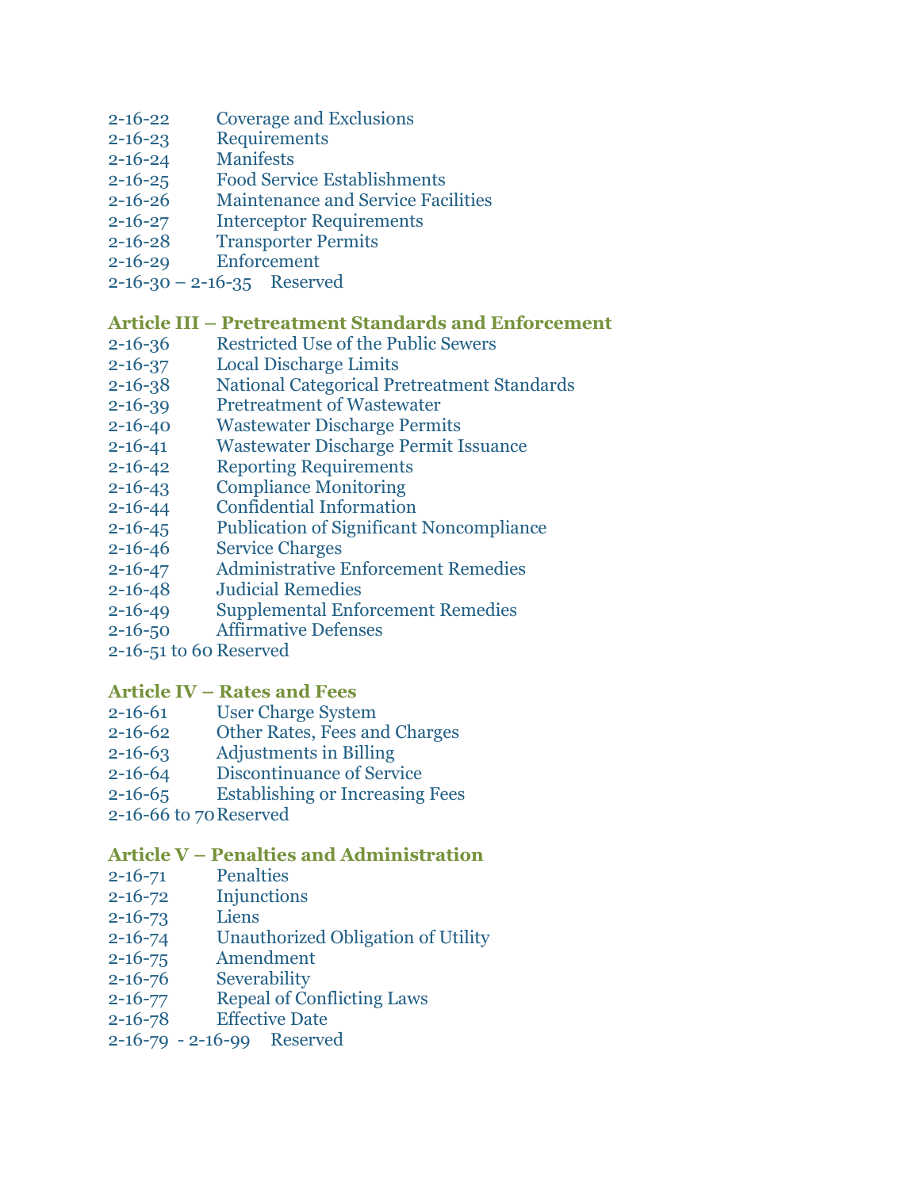2-16-22 Coverage and Exclusions
2-16-23 Requirements
2-16-24 Manifests
2-16-25 Food Service Establishments
2-16-26 Maintenance and Service Facilities
2-16-27 Interceptor Requirements
2-16-28 Transporter Permits
2-16-29 Enforcement
2-16-30 – 2-16-35 Reserved

### Article III – Pretreatment Standards and Enforcement

2-16-36 Restricted Use of the Public Sewers
2-16-37 Local Discharge Limits
2-16-38 National Categorical Pretreatment Standards
2-16-39 Pretreatment of Wastewater
2-16-40 Wastewater Discharge Permits
2-16-41 Wastewater Discharge Permit Issuance
2-16-42 Reporting Requirements
2-16-43 Compliance Monitoring
2-16-44 Confidential Information
2-16-45 Publication of Significant Noncompliance
2-16-46 Service Charges
2-16-47 Administrative Enforcement Remedies
2-16-48 Judicial Remedies
2-16-49 Supplemental Enforcement Remedies
2-16-50 Affirmative Defenses
2-16-51 to 60 Reserved

### Article IV – Rates and Fees

2-16-61 User Charge System
2-16-62 Other Rates, Fees and Charges
2-16-63 Adjustments in Billing
2-16-64 Discontinuance of Service
2-16-65 Establishing or Increasing Fees
2-16-66 to 70 Reserved

### Article V – Penalties and Administration

2-16-71 Penalties
2-16-72 Injunctions
2-16-73 Liens
2-16-74 Unauthorized Obligation of Utility
2-16-75 Amendment
2-16-76 Severability
2-16-77 Repeal of Conflicting Laws
2-16-78 Effective Date
2-16-79 - 2-16-99 Reserved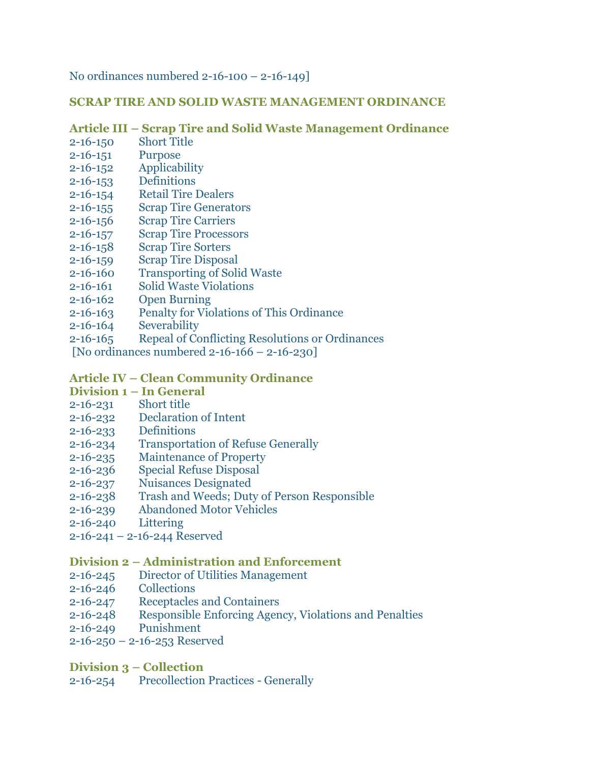No ordinances numbered 2-16-100 – 2-16-149]

## SCRAP TIRE AND SOLID WASTE MANAGEMENT ORDINANCE

### Article III – Scrap Tire and Solid Waste Management Ordinance

2-16-150 Short Title
2-16-151 Purpose
2-16-152 Applicability
2-16-153 Definitions
2-16-154 Retail Tire Dealers
2-16-155 Scrap Tire Generators
2-16-156 Scrap Tire Carriers
2-16-157 Scrap Tire Processors
2-16-158 Scrap Tire Sorters
2-16-159 Scrap Tire Disposal
2-16-160 Transporting of Solid Waste
2-16-161 Solid Waste Violations
2-16-162 Open Burning
2-16-163 Penalty for Violations of This Ordinance
2-16-164 Severability
2-16-165 Repeal of Conflicting Resolutions or Ordinances
[No ordinances numbered 2-16-166 – 2-16-230]

### Article IV – Clean Community Ordinance

#### Division 1 – In General

2-16-231 Short title
2-16-232 Declaration of Intent
2-16-233 Definitions
2-16-234 Transportation of Refuse Generally
2-16-235 Maintenance of Property
2-16-236 Special Refuse Disposal
2-16-237 Nuisances Designated
2-16-238 Trash and Weeds; Duty of Person Responsible
2-16-239 Abandoned Motor Vehicles
2-16-240 Littering
2-16-241 – 2-16-244 Reserved

#### Division 2 – Administration and Enforcement

2-16-245 Director of Utilities Management
2-16-246 Collections
2-16-247 Receptacles and Containers
2-16-248 Responsible Enforcing Agency, Violations and Penalties
2-16-249 Punishment
2-16-250 – 2-16-253 Reserved

#### Division 3 – Collection

2-16-254 Precollection Practices - Generally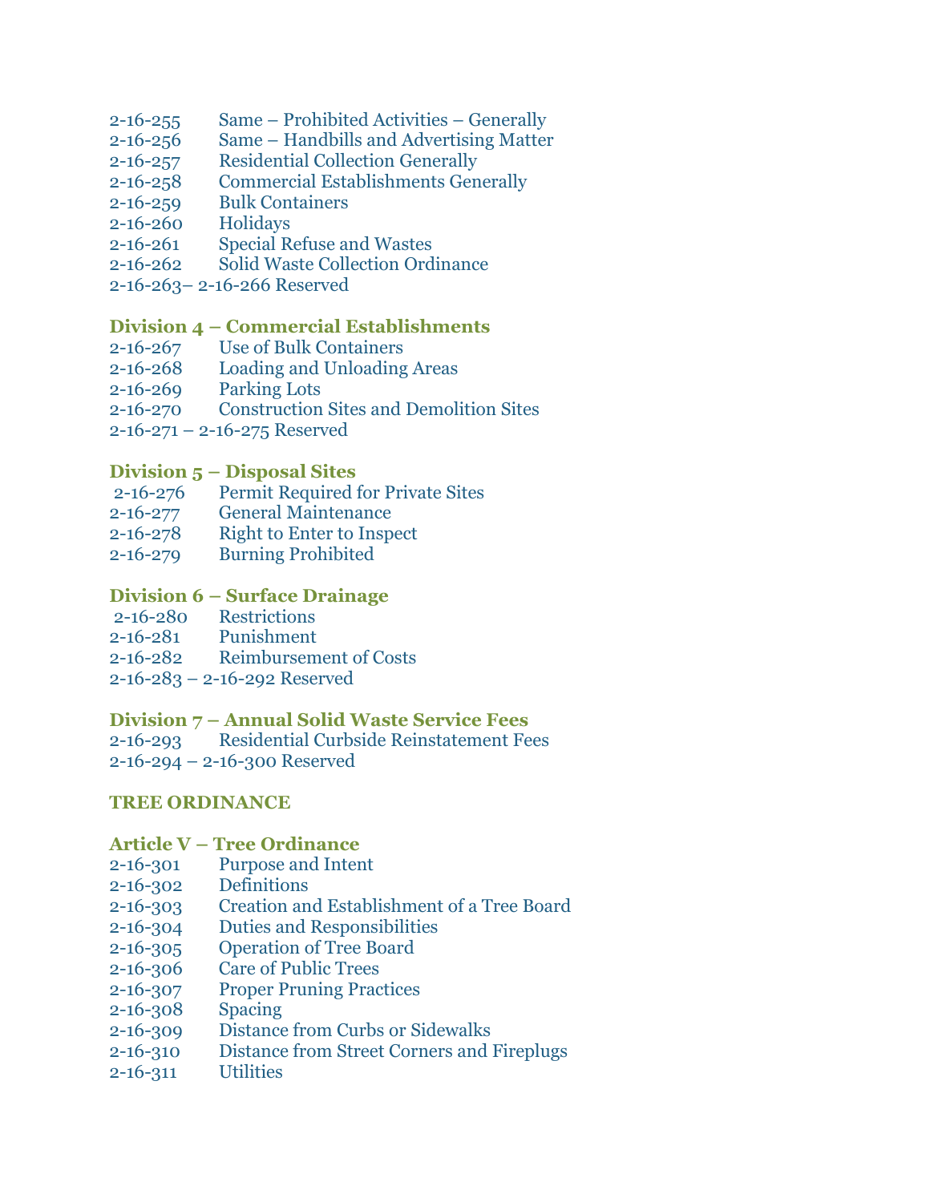2-16-255 Same – Prohibited Activities – Generally
2-16-256 Same – Handbills and Advertising Matter
2-16-257 Residential Collection Generally
2-16-258 Commercial Establishments Generally
2-16-259 Bulk Containers
2-16-260 Holidays
2-16-261 Special Refuse and Wastes
2-16-262 Solid Waste Collection Ordinance
2-16-263– 2-16-266 Reserved

### Division 4 – Commercial Establishments

2-16-267 Use of Bulk Containers
2-16-268 Loading and Unloading Areas
2-16-269 Parking Lots
2-16-270 Construction Sites and Demolition Sites
2-16-271 – 2-16-275 Reserved

### Division 5 – Disposal Sites

2-16-276 Permit Required for Private Sites
2-16-277 General Maintenance
2-16-278 Right to Enter to Inspect
2-16-279 Burning Prohibited

### Division 6 – Surface Drainage

2-16-280 Restrictions
2-16-281 Punishment
2-16-282 Reimbursement of Costs
2-16-283 – 2-16-292 Reserved

### Division 7 – Annual Solid Waste Service Fees

2-16-293 Residential Curbside Reinstatement Fees
2-16-294 – 2-16-300 Reserved

## TREE ORDINANCE

### Article V – Tree Ordinance

2-16-301 Purpose and Intent
2-16-302 Definitions
2-16-303 Creation and Establishment of a Tree Board
2-16-304 Duties and Responsibilities
2-16-305 Operation of Tree Board
2-16-306 Care of Public Trees
2-16-307 Proper Pruning Practices
2-16-308 Spacing
2-16-309 Distance from Curbs or Sidewalks
2-16-310 Distance from Street Corners and Fireplugs
2-16-311 Utilities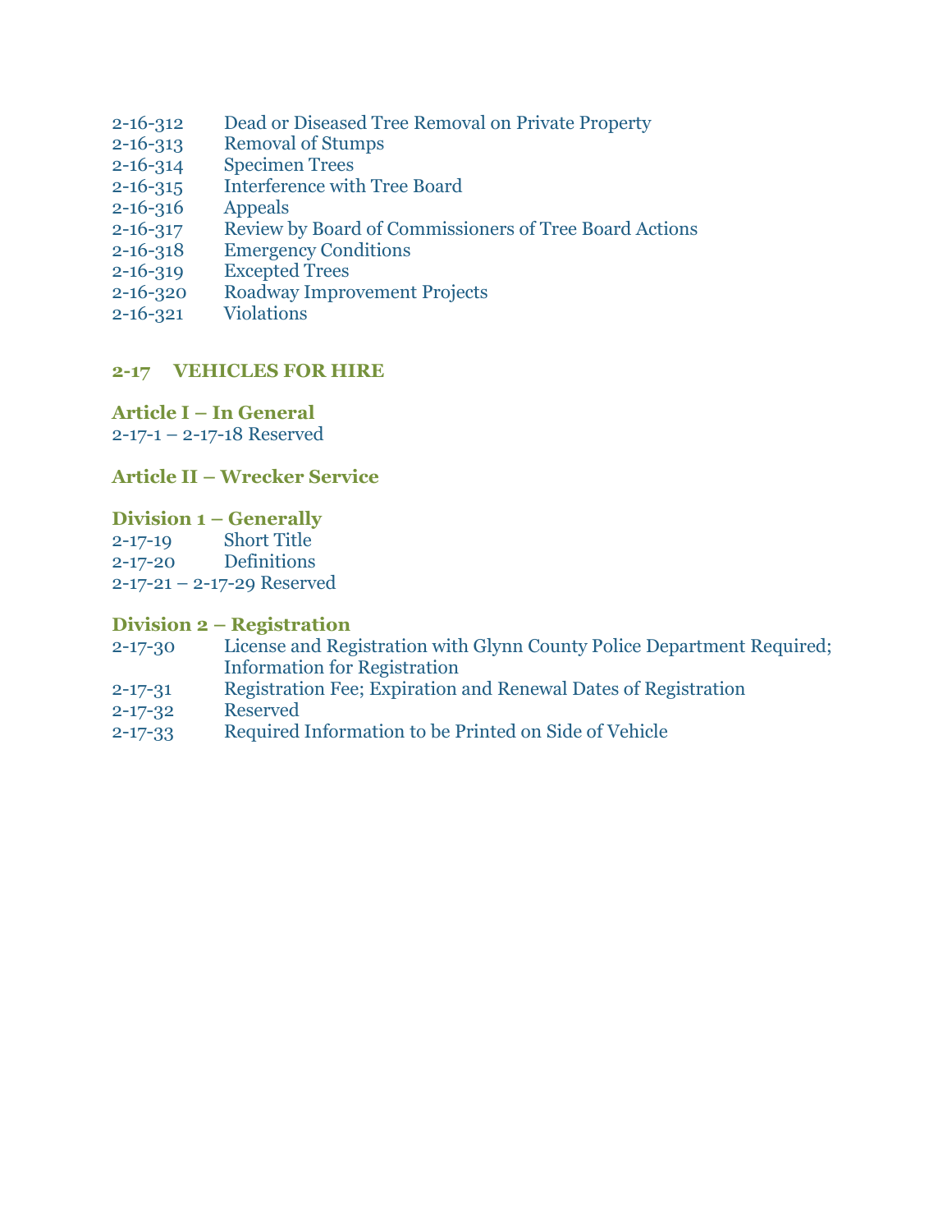2-16-312 Dead or Diseased Tree Removal on Private Property
2-16-313 Removal of Stumps
2-16-314 Specimen Trees
2-16-315 Interference with Tree Board
2-16-316 Appeals
2-16-317 Review by Board of Commissioners of Tree Board Actions
2-16-318 Emergency Conditions
2-16-319 Excepted Trees
2-16-320 Roadway Improvement Projects
2-16-321 Violations

## 2-17 VEHICLES FOR HIRE

### Article I – In General

2-17-1 – 2-17-18 Reserved

### Article II – Wrecker Service

### Division 1 – Generally

2-17-19 Short Title
2-17-20 Definitions
2-17-21 – 2-17-29 Reserved

### Division 2 – Registration

2-17-30 License and Registration with Glynn County Police Department Required; Information for Registration
2-17-31 Registration Fee; Expiration and Renewal Dates of Registration
2-17-32 Reserved
2-17-33 Required Information to be Printed on Side of Vehicle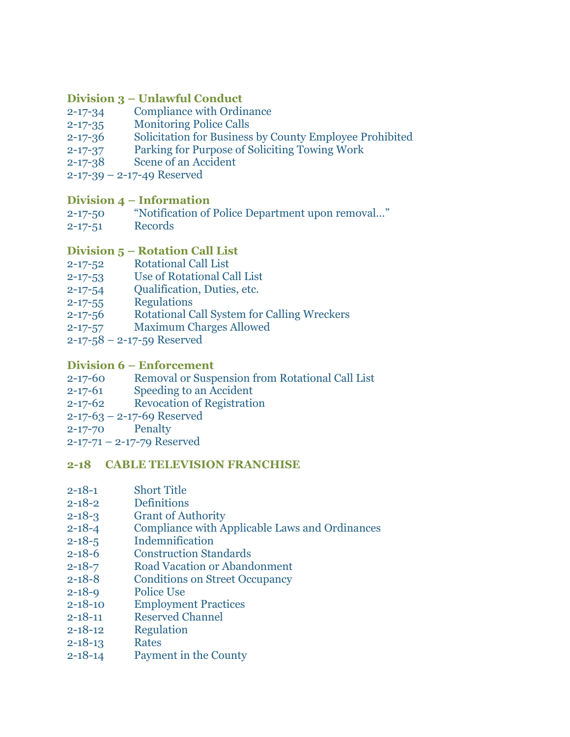**Division 3 – Unlawful Conduct**

2-17-34 Compliance with Ordinance
2-17-35 Monitoring Police Calls
2-17-36 Solicitation for Business by County Employee Prohibited
2-17-37 Parking for Purpose of Soliciting Towing Work
2-17-38 Scene of an Accident
2-17-39 – 2-17-49 Reserved

**Division 4 – Information**

2-17-50 "Notification of Police Department upon removal…"
2-17-51 Records

**Division 5 – Rotation Call List**

2-17-52 Rotational Call List
2-17-53 Use of Rotational Call List
2-17-54 Qualification, Duties, etc.
2-17-55 Regulations
2-17-56 Rotational Call System for Calling Wreckers
2-17-57 Maximum Charges Allowed
2-17-58 – 2-17-59 Reserved

**Division 6 – Enforcement**

2-17-60 Removal or Suspension from Rotational Call List
2-17-61 Speeding to an Accident
2-17-62 Revocation of Registration
2-17-63 – 2-17-69 Reserved
2-17-70 Penalty
2-17-71 – 2-17-79 Reserved

## 2-18 CABLE TELEVISION FRANCHISE

2-18-1 Short Title
2-18-2 Definitions
2-18-3 Grant of Authority
2-18-4 Compliance with Applicable Laws and Ordinances
2-18-5 Indemnification
2-18-6 Construction Standards
2-18-7 Road Vacation or Abandonment
2-18-8 Conditions on Street Occupancy
2-18-9 Police Use
2-18-10 Employment Practices
2-18-11 Reserved Channel
2-18-12 Regulation
2-18-13 Rates
2-18-14 Payment in the County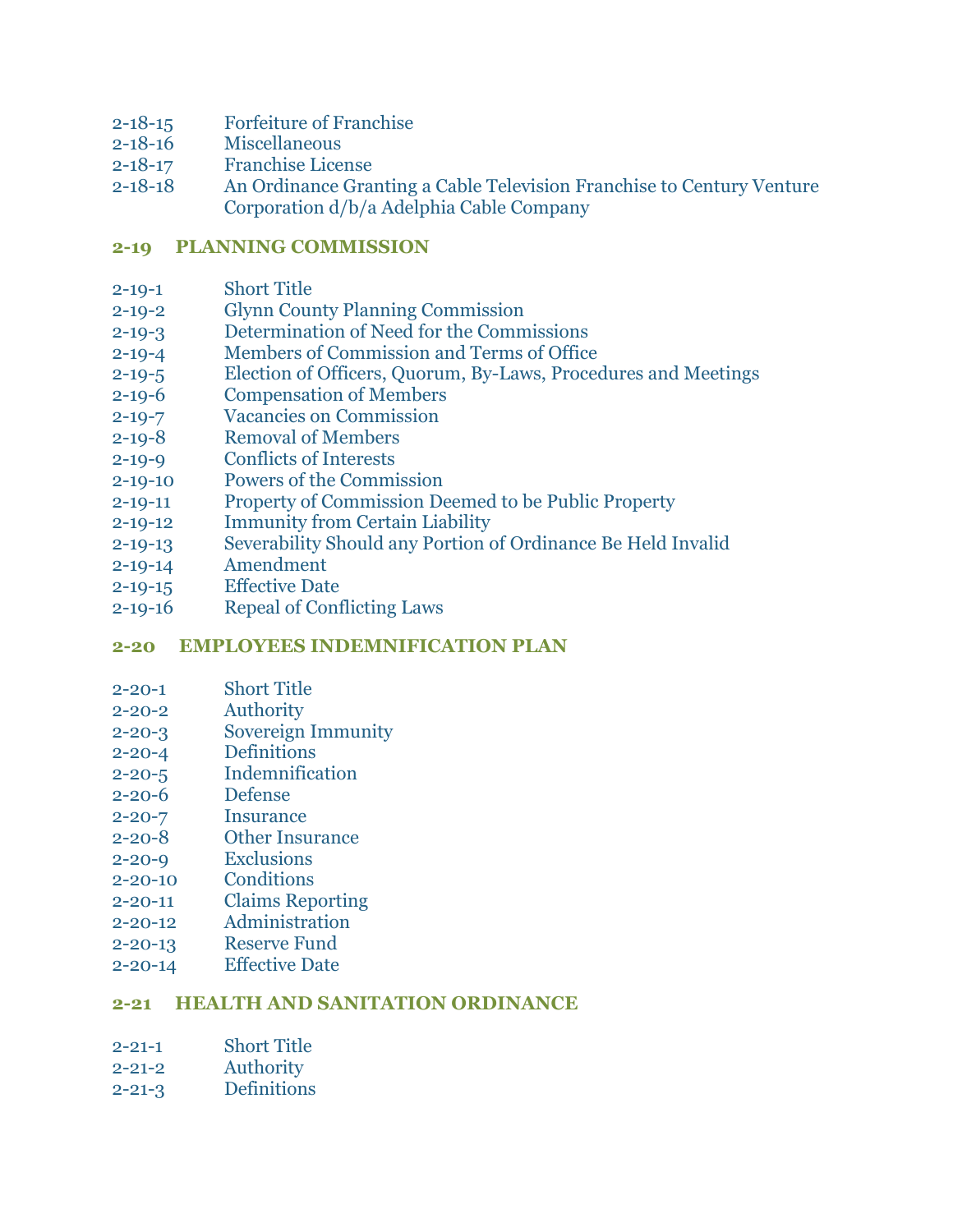2-18-15 Forfeiture of Franchise
2-18-16 Miscellaneous
2-18-17 Franchise License
2-18-18 An Ordinance Granting a Cable Television Franchise to Century Venture Corporation d/b/a Adelphia Cable Company

## 2-19 PLANNING COMMISSION

2-19-1 Short Title
2-19-2 Glynn County Planning Commission
2-19-3 Determination of Need for the Commissions
2-19-4 Members of Commission and Terms of Office
2-19-5 Election of Officers, Quorum, By-Laws, Procedures and Meetings
2-19-6 Compensation of Members
2-19-7 Vacancies on Commission
2-19-8 Removal of Members
2-19-9 Conflicts of Interests
2-19-10 Powers of the Commission
2-19-11 Property of Commission Deemed to be Public Property
2-19-12 Immunity from Certain Liability
2-19-13 Severability Should any Portion of Ordinance Be Held Invalid
2-19-14 Amendment
2-19-15 Effective Date
2-19-16 Repeal of Conflicting Laws

## 2-20 EMPLOYEES INDEMNIFICATION PLAN

2-20-1 Short Title
2-20-2 Authority
2-20-3 Sovereign Immunity
2-20-4 Definitions
2-20-5 Indemnification
2-20-6 Defense
2-20-7 Insurance
2-20-8 Other Insurance
2-20-9 Exclusions
2-20-10 Conditions
2-20-11 Claims Reporting
2-20-12 Administration
2-20-13 Reserve Fund
2-20-14 Effective Date

## 2-21 HEALTH AND SANITATION ORDINANCE

2-21-1 Short Title
2-21-2 Authority
2-21-3 Definitions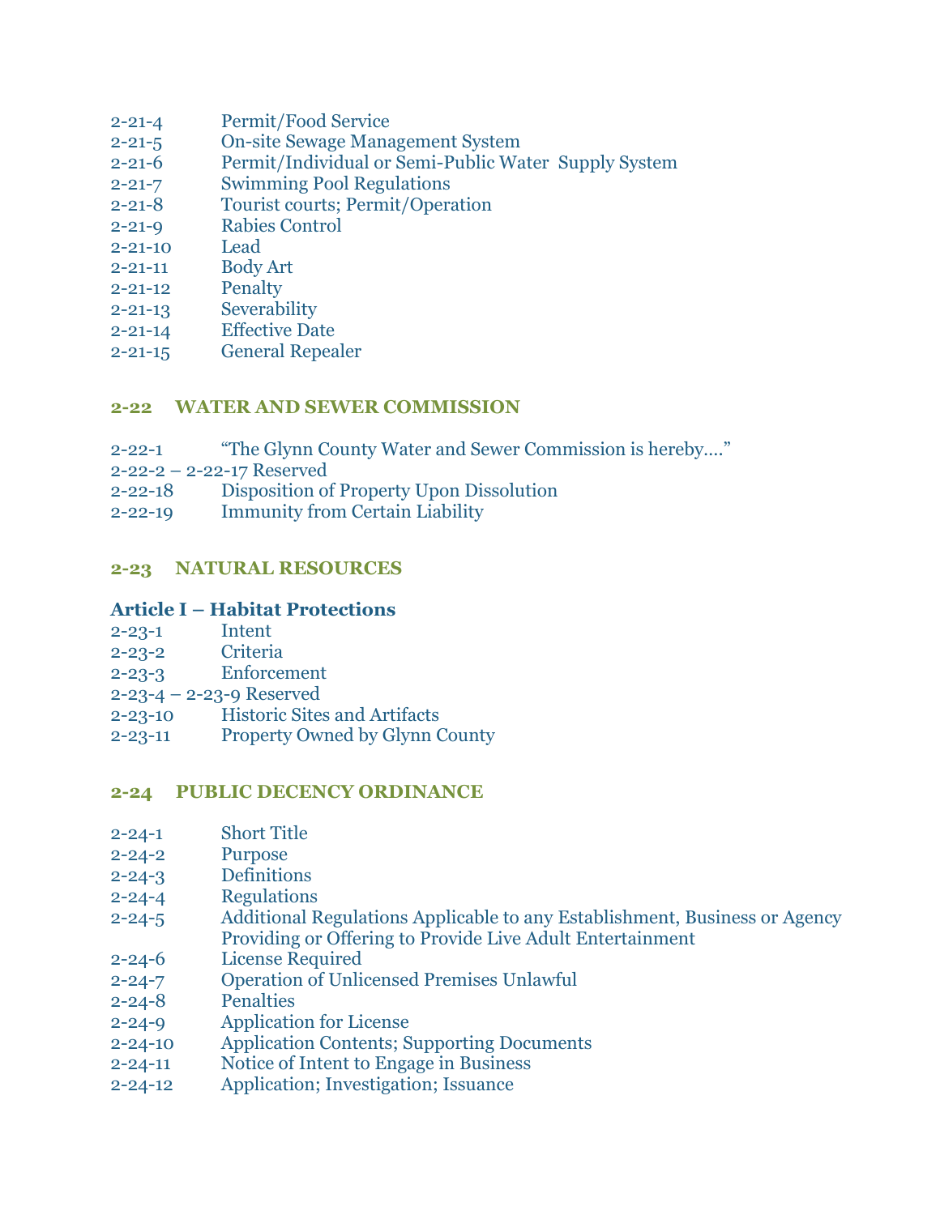2-21-4 Permit/Food Service
2-21-5 On-site Sewage Management System
2-21-6 Permit/Individual or Semi-Public Water Supply System
2-21-7 Swimming Pool Regulations
2-21-8 Tourist courts; Permit/Operation
2-21-9 Rabies Control
2-21-10 Lead
2-21-11 Body Art
2-21-12 Penalty
2-21-13 Severability
2-21-14 Effective Date
2-21-15 General Repealer

## 2-22 WATER AND SEWER COMMISSION

2-22-1 "The Glynn County Water and Sewer Commission is hereby…."
2-22-2 – 2-22-17 Reserved
2-22-18 Disposition of Property Upon Dissolution
2-22-19 Immunity from Certain Liability

## 2-23 NATURAL RESOURCES

### Article I – Habitat Protections

2-23-1 Intent
2-23-2 Criteria
2-23-3 Enforcement
2-23-4 – 2-23-9 Reserved
2-23-10 Historic Sites and Artifacts
2-23-11 Property Owned by Glynn County

## 2-24 PUBLIC DECENCY ORDINANCE

2-24-1 Short Title
2-24-2 Purpose
2-24-3 Definitions
2-24-4 Regulations
2-24-5 Additional Regulations Applicable to any Establishment, Business or Agency Providing or Offering to Provide Live Adult Entertainment
2-24-6 License Required
2-24-7 Operation of Unlicensed Premises Unlawful
2-24-8 Penalties
2-24-9 Application for License
2-24-10 Application Contents; Supporting Documents
2-24-11 Notice of Intent to Engage in Business
2-24-12 Application; Investigation; Issuance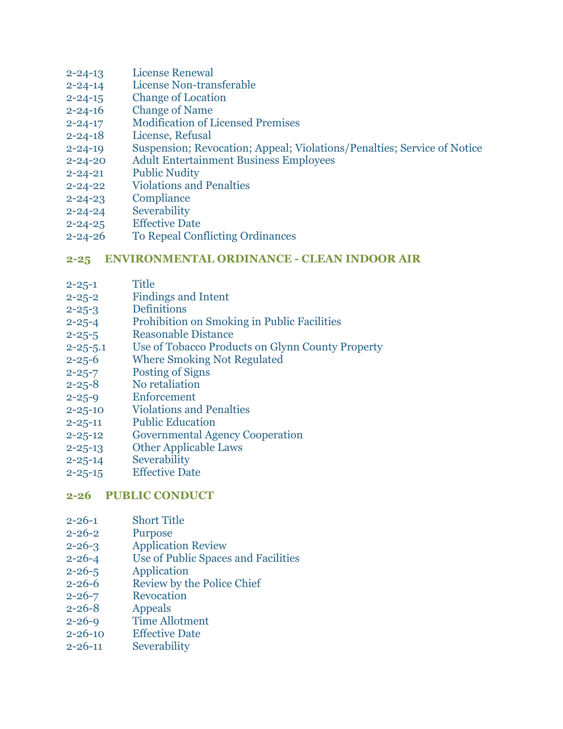2-24-13 License Renewal
2-24-14 License Non-transferable
2-24-15 Change of Location
2-24-16 Change of Name
2-24-17 Modification of Licensed Premises
2-24-18 License, Refusal
2-24-19 Suspension; Revocation; Appeal; Violations/Penalties; Service of Notice
2-24-20 Adult Entertainment Business Employees
2-24-21 Public Nudity
2-24-22 Violations and Penalties
2-24-23 Compliance
2-24-24 Severability
2-24-25 Effective Date
2-24-26 To Repeal Conflicting Ordinances

## 2-25 ENVIRONMENTAL ORDINANCE - CLEAN INDOOR AIR

2-25-1 Title
2-25-2 Findings and Intent
2-25-3 Definitions
2-25-4 Prohibition on Smoking in Public Facilities
2-25-5 Reasonable Distance
2-25-5.1 Use of Tobacco Products on Glynn County Property
2-25-6 Where Smoking Not Regulated
2-25-7 Posting of Signs
2-25-8 No retaliation
2-25-9 Enforcement
2-25-10 Violations and Penalties
2-25-11 Public Education
2-25-12 Governmental Agency Cooperation
2-25-13 Other Applicable Laws
2-25-14 Severability
2-25-15 Effective Date

## 2-26 PUBLIC CONDUCT

2-26-1 Short Title
2-26-2 Purpose
2-26-3 Application Review
2-26-4 Use of Public Spaces and Facilities
2-26-5 Application
2-26-6 Review by the Police Chief
2-26-7 Revocation
2-26-8 Appeals
2-26-9 Time Allotment
2-26-10 Effective Date
2-26-11 Severability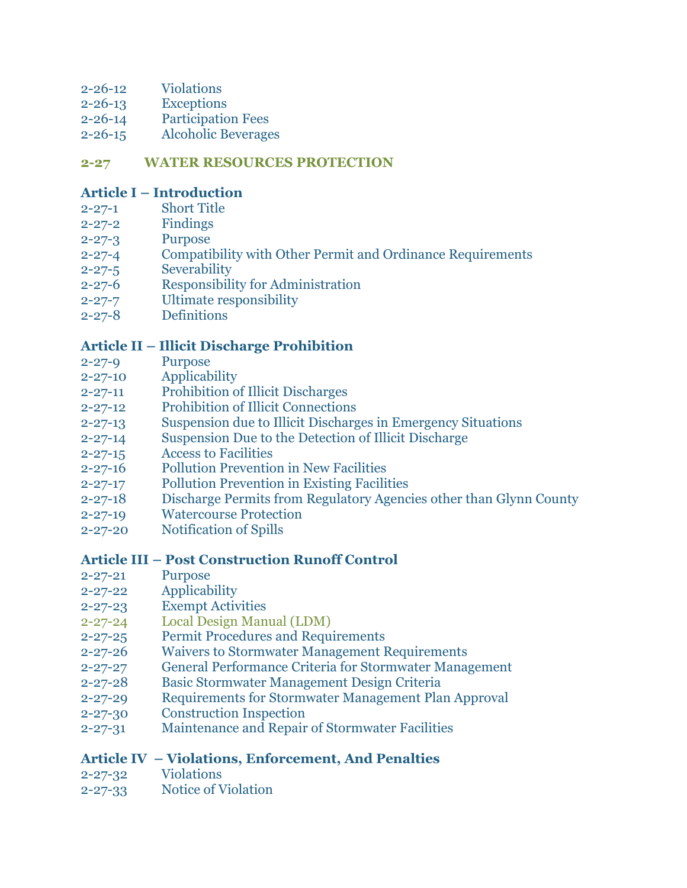2-26-12 Violations
2-26-13 Exceptions
2-26-14 Participation Fees
2-26-15 Alcoholic Beverages

## 2-27 WATER RESOURCES PROTECTION

### Article I – Introduction

2-27-1 Short Title
2-27-2 Findings
2-27-3 Purpose
2-27-4 Compatibility with Other Permit and Ordinance Requirements
2-27-5 Severability
2-27-6 Responsibility for Administration
2-27-7 Ultimate responsibility
2-27-8 Definitions

### Article II – Illicit Discharge Prohibition

2-27-9 Purpose
2-27-10 Applicability
2-27-11 Prohibition of Illicit Discharges
2-27-12 Prohibition of Illicit Connections
2-27-13 Suspension due to Illicit Discharges in Emergency Situations
2-27-14 Suspension Due to the Detection of Illicit Discharge
2-27-15 Access to Facilities
2-27-16 Pollution Prevention in New Facilities
2-27-17 Pollution Prevention in Existing Facilities
2-27-18 Discharge Permits from Regulatory Agencies other than Glynn County
2-27-19 Watercourse Protection
2-27-20 Notification of Spills

### Article III – Post Construction Runoff Control

2-27-21 Purpose
2-27-22 Applicability
2-27-23 Exempt Activities
2-27-24 Local Design Manual (LDM)
2-27-25 Permit Procedures and Requirements
2-27-26 Waivers to Stormwater Management Requirements
2-27-27 General Performance Criteria for Stormwater Management
2-27-28 Basic Stormwater Management Design Criteria
2-27-29 Requirements for Stormwater Management Plan Approval
2-27-30 Construction Inspection
2-27-31 Maintenance and Repair of Stormwater Facilities

### Article IV – Violations, Enforcement, And Penalties

2-27-32 Violations
2-27-33 Notice of Violation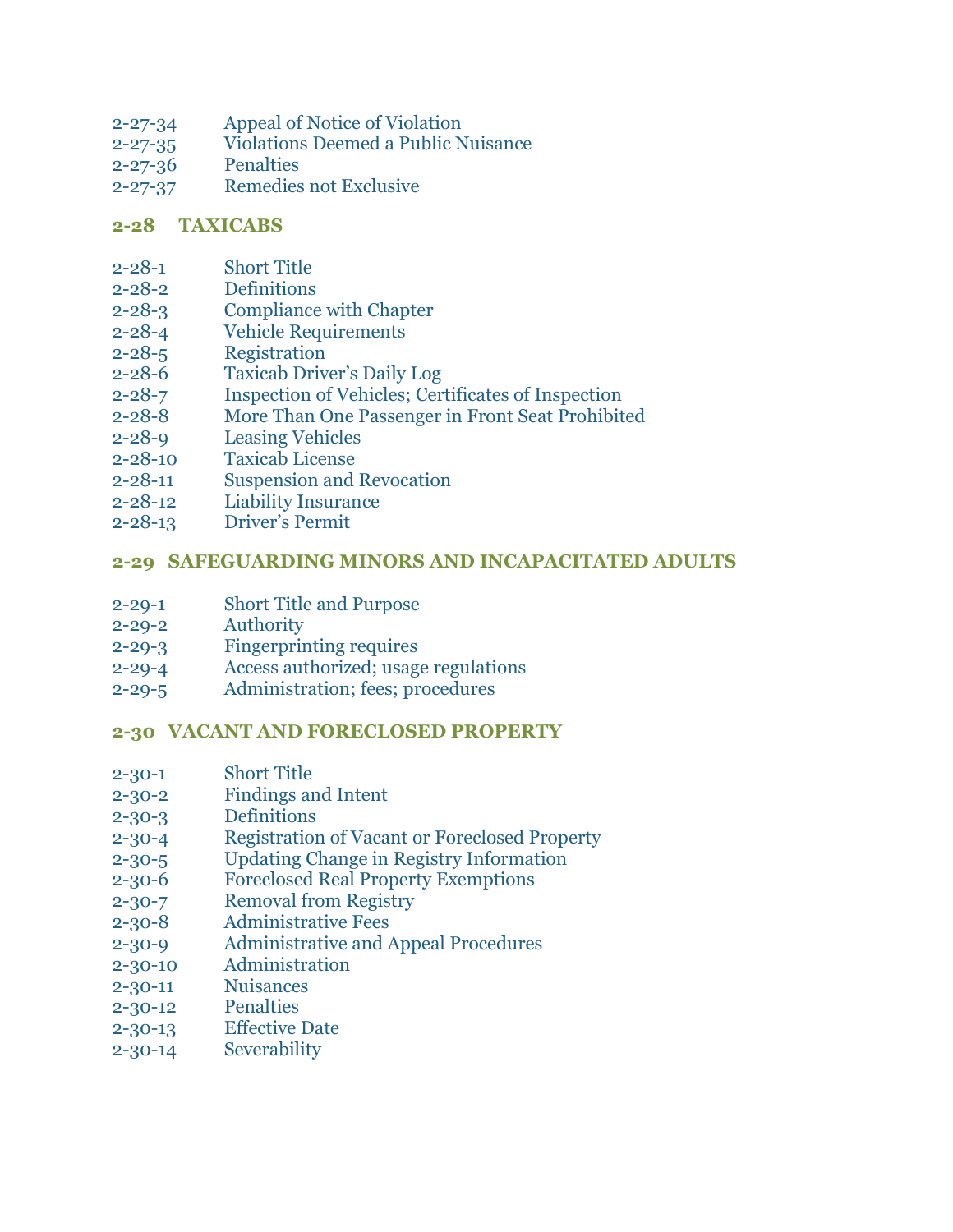2-27-34 Appeal of Notice of Violation
2-27-35 Violations Deemed a Public Nuisance
2-27-36 Penalties
2-27-37 Remedies not Exclusive

## 2-28 TAXICABS

2-28-1 Short Title
2-28-2 Definitions
2-28-3 Compliance with Chapter
2-28-4 Vehicle Requirements
2-28-5 Registration
2-28-6 Taxicab Driver's Daily Log
2-28-7 Inspection of Vehicles; Certificates of Inspection
2-28-8 More Than One Passenger in Front Seat Prohibited
2-28-9 Leasing Vehicles
2-28-10 Taxicab License
2-28-11 Suspension and Revocation
2-28-12 Liability Insurance
2-28-13 Driver's Permit

## 2-29 SAFEGUARDING MINORS AND INCAPACITATED ADULTS

2-29-1 Short Title and Purpose
2-29-2 Authority
2-29-3 Fingerprinting requires
2-29-4 Access authorized; usage regulations
2-29-5 Administration; fees; procedures

## 2-30 VACANT AND FORECLOSED PROPERTY

2-30-1 Short Title
2-30-2 Findings and Intent
2-30-3 Definitions
2-30-4 Registration of Vacant or Foreclosed Property
2-30-5 Updating Change in Registry Information
2-30-6 Foreclosed Real Property Exemptions
2-30-7 Removal from Registry
2-30-8 Administrative Fees
2-30-9 Administrative and Appeal Procedures
2-30-10 Administration
2-30-11 Nuisances
2-30-12 Penalties
2-30-13 Effective Date
2-30-14 Severability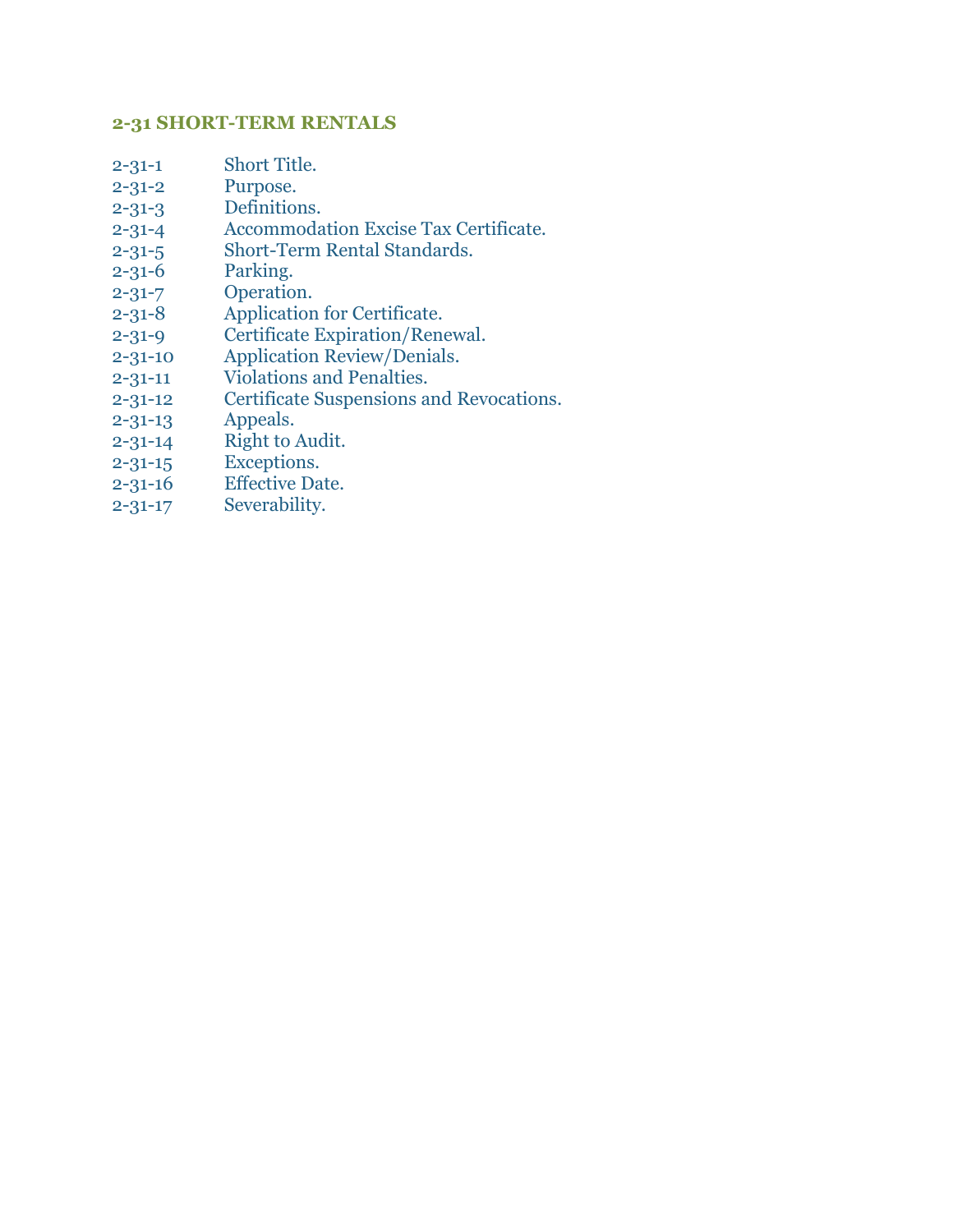## 2-31 SHORT-TERM RENTALS

| | |
|---|---|
| 2-31-1 | Short Title. |
| 2-31-2 | Purpose. |
| 2-31-3 | Definitions. |
| 2-31-4 | Accommodation Excise Tax Certificate. |
| 2-31-5 | Short-Term Rental Standards. |
| 2-31-6 | Parking. |
| 2-31-7 | Operation. |
| 2-31-8 | Application for Certificate. |
| 2-31-9 | Certificate Expiration/Renewal. |
| 2-31-10 | Application Review/Denials. |
| 2-31-11 | Violations and Penalties. |
| 2-31-12 | Certificate Suspensions and Revocations. |
| 2-31-13 | Appeals. |
| 2-31-14 | Right to Audit. |
| 2-31-15 | Exceptions. |
| 2-31-16 | Effective Date. |
| 2-31-17 | Severability. |